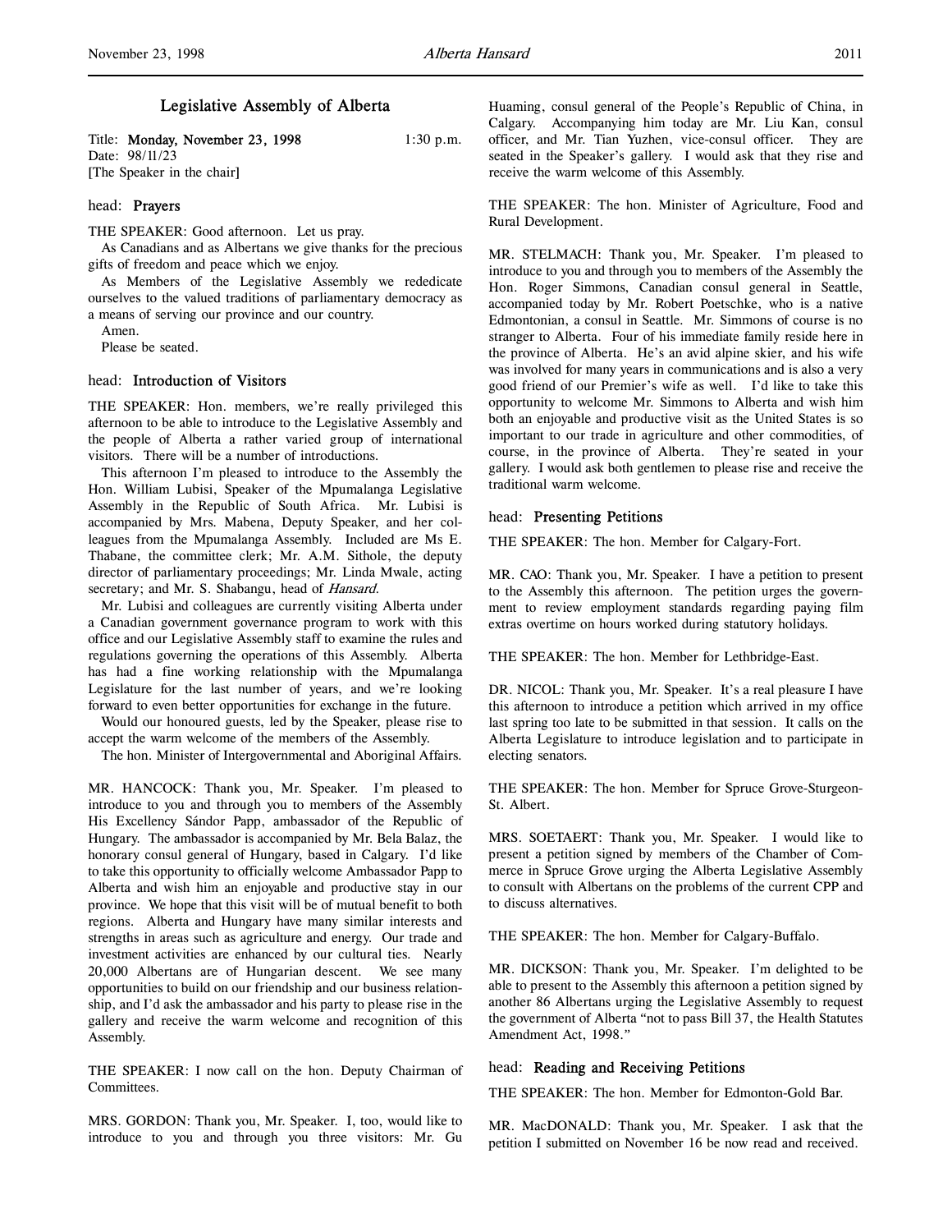# Legislative Assembly of Alberta

Title: **Monday, November 23, 1998** 1:30 p.m.
Date: 98/11/23
[The Speaker in the chair]

## head: Prayers

THE SPEAKER: Good afternoon. Let us pray.

As Canadians and as Albertans we give thanks for the precious gifts of freedom and peace which we enjoy.

As Members of the Legislative Assembly we rededicate ourselves to the valued traditions of parliamentary democracy as a means of serving our province and our country.

Amen.

Please be seated.

## head: Introduction of Visitors

THE SPEAKER: Hon. members, we're really privileged this afternoon to be able to introduce to the Legislative Assembly and the people of Alberta a rather varied group of international visitors. There will be a number of introductions.

This afternoon I'm pleased to introduce to the Assembly the Hon. William Lubisi, Speaker of the Mpumalanga Legislative Assembly in the Republic of South Africa. Mr. Lubisi is accompanied by Mrs. Mabena, Deputy Speaker, and her colleagues from the Mpumalanga Assembly. Included are Ms E. Thabane, the committee clerk; Mr. A.M. Sithole, the deputy director of parliamentary proceedings; Mr. Linda Mwale, acting secretary; and Mr. S. Shabangu, head of *Hansard*.

Mr. Lubisi and colleagues are currently visiting Alberta under a Canadian government governance program to work with this office and our Legislative Assembly staff to examine the rules and regulations governing the operations of this Assembly. Alberta has had a fine working relationship with the Mpumalanga Legislature for the last number of years, and we're looking forward to even better opportunities for exchange in the future.

Would our honoured guests, led by the Speaker, please rise to accept the warm welcome of the members of the Assembly.

The hon. Minister of Intergovernmental and Aboriginal Affairs.

MR. HANCOCK: Thank you, Mr. Speaker. I'm pleased to introduce to you and through you to members of the Assembly His Excellency Sándor Papp, ambassador of the Republic of Hungary. The ambassador is accompanied by Mr. Bela Balaz, the honorary consul general of Hungary, based in Calgary. I'd like to take this opportunity to officially welcome Ambassador Papp to Alberta and wish him an enjoyable and productive stay in our province. We hope that this visit will be of mutual benefit to both regions. Alberta and Hungary have many similar interests and strengths in areas such as agriculture and energy. Our trade and investment activities are enhanced by our cultural ties. Nearly 20,000 Albertans are of Hungarian descent. We see many opportunities to build on our friendship and our business relationship, and I'd ask the ambassador and his party to please rise in the gallery and receive the warm welcome and recognition of this Assembly.

THE SPEAKER: I now call on the hon. Deputy Chairman of Committees.

MRS. GORDON: Thank you, Mr. Speaker. I, too, would like to introduce to you and through you three visitors: Mr. Gu Huaming, consul general of the People's Republic of China, in Calgary. Accompanying him today are Mr. Liu Kan, consul officer, and Mr. Tian Yuzhen, vice-consul officer. They are seated in the Speaker's gallery. I would ask that they rise and receive the warm welcome of this Assembly.

THE SPEAKER: The hon. Minister of Agriculture, Food and Rural Development.

MR. STELMACH: Thank you, Mr. Speaker. I'm pleased to introduce to you and through you to members of the Assembly the Hon. Roger Simmons, Canadian consul general in Seattle, accompanied today by Mr. Robert Poetschke, who is a native Edmontonian, a consul in Seattle. Mr. Simmons of course is no stranger to Alberta. Four of his immediate family reside here in the province of Alberta. He's an avid alpine skier, and his wife was involved for many years in communications and is also a very good friend of our Premier's wife as well. I'd like to take this opportunity to welcome Mr. Simmons to Alberta and wish him both an enjoyable and productive visit as the United States is so important to our trade in agriculture and other commodities, of course, in the province of Alberta. They're seated in your gallery. I would ask both gentlemen to please rise and receive the traditional warm welcome.

## head: Presenting Petitions

THE SPEAKER: The hon. Member for Calgary-Fort.

MR. CAO: Thank you, Mr. Speaker. I have a petition to present to the Assembly this afternoon. The petition urges the government to review employment standards regarding paying film extras overtime on hours worked during statutory holidays.

THE SPEAKER: The hon. Member for Lethbridge-East.

DR. NICOL: Thank you, Mr. Speaker. It's a real pleasure I have this afternoon to introduce a petition which arrived in my office last spring too late to be submitted in that session. It calls on the Alberta Legislature to introduce legislation and to participate in electing senators.

THE SPEAKER: The hon. Member for Spruce Grove-Sturgeon-St. Albert.

MRS. SOETAERT: Thank you, Mr. Speaker. I would like to present a petition signed by members of the Chamber of Commerce in Spruce Grove urging the Alberta Legislative Assembly to consult with Albertans on the problems of the current CPP and to discuss alternatives.

THE SPEAKER: The hon. Member for Calgary-Buffalo.

MR. DICKSON: Thank you, Mr. Speaker. I'm delighted to be able to present to the Assembly this afternoon a petition signed by another 86 Albertans urging the Legislative Assembly to request the government of Alberta "not to pass Bill 37, the Health Statutes Amendment Act, 1998."

## head: Reading and Receiving Petitions

THE SPEAKER: The hon. Member for Edmonton-Gold Bar.

MR. MacDONALD: Thank you, Mr. Speaker. I ask that the petition I submitted on November 16 be now read and received.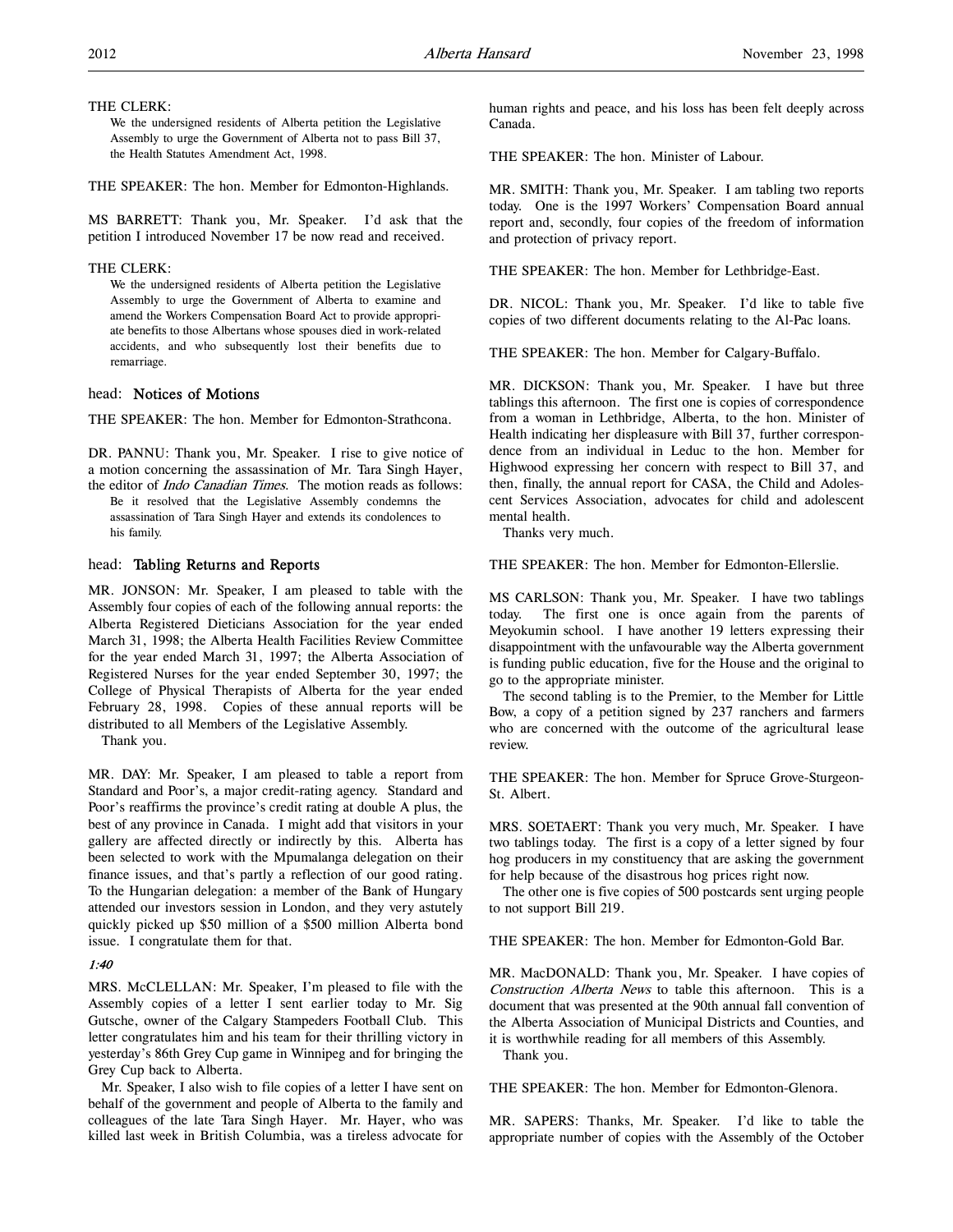THE CLERK:

> We the undersigned residents of Alberta petition the Legislative Assembly to urge the Government of Alberta not to pass Bill 37, the Health Statutes Amendment Act, 1998.

THE SPEAKER: The hon. Member for Edmonton-Highlands.

MS BARRETT: Thank you, Mr. Speaker. I'd ask that the petition I introduced November 17 be now read and received.

THE CLERK:

> We the undersigned residents of Alberta petition the Legislative Assembly to urge the Government of Alberta to examine and amend the Workers Compensation Board Act to provide appropriate benefits to those Albertans whose spouses died in work-related accidents, and who subsequently lost their benefits due to remarriage.

## head: Notices of Motions

THE SPEAKER: The hon. Member for Edmonton-Strathcona.

DR. PANNU: Thank you, Mr. Speaker. I rise to give notice of a motion concerning the assassination of Mr. Tara Singh Hayer, the editor of *Indo Canadian Times*. The motion reads as follows:

> Be it resolved that the Legislative Assembly condemns the assassination of Tara Singh Hayer and extends its condolences to his family.

## head: Tabling Returns and Reports

MR. JONSON: Mr. Speaker, I am pleased to table with the Assembly four copies of each of the following annual reports: the Alberta Registered Dieticians Association for the year ended March 31, 1998; the Alberta Health Facilities Review Committee for the year ended March 31, 1997; the Alberta Association of Registered Nurses for the year ended September 30, 1997; the College of Physical Therapists of Alberta for the year ended February 28, 1998. Copies of these annual reports will be distributed to all Members of the Legislative Assembly.

Thank you.

MR. DAY: Mr. Speaker, I am pleased to table a report from Standard and Poor's, a major credit-rating agency. Standard and Poor's reaffirms the province's credit rating at double A plus, the best of any province in Canada. I might add that visitors in your gallery are affected directly or indirectly by this. Alberta has been selected to work with the Mpumalanga delegation on their finance issues, and that's partly a reflection of our good rating. To the Hungarian delegation: a member of the Bank of Hungary attended our investors session in London, and they very astutely quickly picked up $50 million of a $500 million Alberta bond issue. I congratulate them for that.

*1:40*

MRS. McCLELLAN: Mr. Speaker, I'm pleased to file with the Assembly copies of a letter I sent earlier today to Mr. Sig Gutsche, owner of the Calgary Stampeders Football Club. This letter congratulates him and his team for their thrilling victory in yesterday's 86th Grey Cup game in Winnipeg and for bringing the Grey Cup back to Alberta.

Mr. Speaker, I also wish to file copies of a letter I have sent on behalf of the government and people of Alberta to the family and colleagues of the late Tara Singh Hayer. Mr. Hayer, who was killed last week in British Columbia, was a tireless advocate for human rights and peace, and his loss has been felt deeply across Canada.

THE SPEAKER: The hon. Minister of Labour.

MR. SMITH: Thank you, Mr. Speaker. I am tabling two reports today. One is the 1997 Workers' Compensation Board annual report and, secondly, four copies of the freedom of information and protection of privacy report.

THE SPEAKER: The hon. Member for Lethbridge-East.

DR. NICOL: Thank you, Mr. Speaker. I'd like to table five copies of two different documents relating to the Al-Pac loans.

THE SPEAKER: The hon. Member for Calgary-Buffalo.

MR. DICKSON: Thank you, Mr. Speaker. I have but three tablings this afternoon. The first one is copies of correspondence from a woman in Lethbridge, Alberta, to the hon. Minister of Health indicating her displeasure with Bill 37, further correspondence from an individual in Leduc to the hon. Member for Highwood expressing her concern with respect to Bill 37, and then, finally, the annual report for CASA, the Child and Adolescent Services Association, advocates for child and adolescent mental health.

Thanks very much.

THE SPEAKER: The hon. Member for Edmonton-Ellerslie.

MS CARLSON: Thank you, Mr. Speaker. I have two tablings today. The first one is once again from the parents of Meyokumin school. I have another 19 letters expressing their disappointment with the unfavourable way the Alberta government is funding public education, five for the House and the original to go to the appropriate minister.

The second tabling is to the Premier, to the Member for Little Bow, a copy of a petition signed by 237 ranchers and farmers who are concerned with the outcome of the agricultural lease review.

THE SPEAKER: The hon. Member for Spruce Grove-Sturgeon-St. Albert.

MRS. SOETAERT: Thank you very much, Mr. Speaker. I have two tablings today. The first is a copy of a letter signed by four hog producers in my constituency that are asking the government for help because of the disastrous hog prices right now.

The other one is five copies of 500 postcards sent urging people to not support Bill 219.

THE SPEAKER: The hon. Member for Edmonton-Gold Bar.

MR. MacDONALD: Thank you, Mr. Speaker. I have copies of *Construction Alberta News* to table this afternoon. This is a document that was presented at the 90th annual fall convention of the Alberta Association of Municipal Districts and Counties, and it is worthwhile reading for all members of this Assembly.

Thank you.

THE SPEAKER: The hon. Member for Edmonton-Glenora.

MR. SAPERS: Thanks, Mr. Speaker. I'd like to table the appropriate number of copies with the Assembly of the October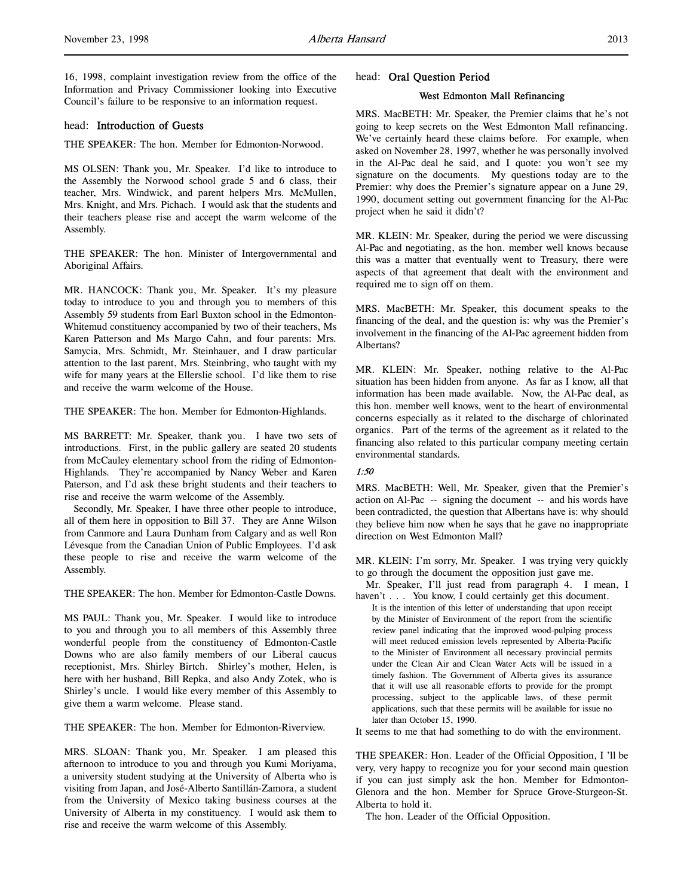16, 1998, complaint investigation review from the office of the Information and Privacy Commissioner looking into Executive Council's failure to be responsive to an information request.

## head: Introduction of Guests

THE SPEAKER: The hon. Member for Edmonton-Norwood.

MS OLSEN: Thank you, Mr. Speaker. I'd like to introduce to the Assembly the Norwood school grade 5 and 6 class, their teacher, Mrs. Windwick, and parent helpers Mrs. McMullen, Mrs. Knight, and Mrs. Pichach. I would ask that the students and their teachers please rise and accept the warm welcome of the Assembly.

THE SPEAKER: The hon. Minister of Intergovernmental and Aboriginal Affairs.

MR. HANCOCK: Thank you, Mr. Speaker. It's my pleasure today to introduce to you and through you to members of this Assembly 59 students from Earl Buxton school in the Edmonton-Whitemud constituency accompanied by two of their teachers, Ms Karen Patterson and Ms Margo Cahn, and four parents: Mrs. Samycia, Mrs. Schmidt, Mr. Steinhauer, and I draw particular attention to the last parent, Mrs. Steinbring, who taught with my wife for many years at the Ellerslie school. I'd like them to rise and receive the warm welcome of the House.

THE SPEAKER: The hon. Member for Edmonton-Highlands.

MS BARRETT: Mr. Speaker, thank you. I have two sets of introductions. First, in the public gallery are seated 20 students from McCauley elementary school from the riding of Edmonton-Highlands. They're accompanied by Nancy Weber and Karen Paterson, and I'd ask these bright students and their teachers to rise and receive the warm welcome of the Assembly.

Secondly, Mr. Speaker, I have three other people to introduce, all of them here in opposition to Bill 37. They are Anne Wilson from Canmore and Laura Dunham from Calgary and as well Ron Lévesque from the Canadian Union of Public Employees. I'd ask these people to rise and receive the warm welcome of the Assembly.

THE SPEAKER: The hon. Member for Edmonton-Castle Downs.

MS PAUL: Thank you, Mr. Speaker. I would like to introduce to you and through you to all members of this Assembly three wonderful people from the constituency of Edmonton-Castle Downs who are also family members of our Liberal caucus receptionist, Mrs. Shirley Birtch. Shirley's mother, Helen, is here with her husband, Bill Repka, and also Andy Zotek, who is Shirley's uncle. I would like every member of this Assembly to give them a warm welcome. Please stand.

THE SPEAKER: The hon. Member for Edmonton-Riverview.

MRS. SLOAN: Thank you, Mr. Speaker. I am pleased this afternoon to introduce to you and through you Kumi Moriyama, a university student studying at the University of Alberta who is visiting from Japan, and José-Alberto Santillán-Zamora, a student from the University of Mexico taking business courses at the University of Alberta in my constituency. I would ask them to rise and receive the warm welcome of this Assembly.

## head: Oral Question Period

### West Edmonton Mall Refinancing

MRS. MacBETH: Mr. Speaker, the Premier claims that he's not going to keep secrets on the West Edmonton Mall refinancing. We've certainly heard these claims before. For example, when asked on November 28, 1997, whether he was personally involved in the Al-Pac deal he said, and I quote: you won't see my signature on the documents. My questions today are to the Premier: why does the Premier's signature appear on a June 29, 1990, document setting out government financing for the Al-Pac project when he said it didn't?

MR. KLEIN: Mr. Speaker, during the period we were discussing Al-Pac and negotiating, as the hon. member well knows because this was a matter that eventually went to Treasury, there were aspects of that agreement that dealt with the environment and required me to sign off on them.

MRS. MacBETH: Mr. Speaker, this document speaks to the financing of the deal, and the question is: why was the Premier's involvement in the financing of the Al-Pac agreement hidden from Albertans?

MR. KLEIN: Mr. Speaker, nothing relative to the Al-Pac situation has been hidden from anyone. As far as I know, all that information has been made available. Now, the Al-Pac deal, as this hon. member well knows, went to the heart of environmental concerns especially as it related to the discharge of chlorinated organics. Part of the terms of the agreement as it related to the financing also related to this particular company meeting certain environmental standards.

*1:50*

MRS. MacBETH: Well, Mr. Speaker, given that the Premier's action on Al-Pac -- signing the document -- and his words have been contradicted, the question that Albertans have is: why should they believe him now when he says that he gave no inappropriate direction on West Edmonton Mall?

MR. KLEIN: I'm sorry, Mr. Speaker. I was trying very quickly to go through the document the opposition just gave me.

Mr. Speaker, I'll just read from paragraph 4. I mean, I haven't . . . You know, I could certainly get this document.

> It is the intention of this letter of understanding that upon receipt by the Minister of Environment of the report from the scientific review panel indicating that the improved wood-pulping process will meet reduced emission levels represented by Alberta-Pacific to the Minister of Environment all necessary provincial permits under the Clean Air and Clean Water Acts will be issued in a timely fashion. The Government of Alberta gives its assurance that it will use all reasonable efforts to provide for the prompt processing, subject to the applicable laws, of these permit applications, such that these permits will be available for issue no later than October 15, 1990.

It seems to me that had something to do with the environment.

THE SPEAKER: Hon. Leader of the Official Opposition, I 'll be very, very happy to recognize you for your second main question if you can just simply ask the hon. Member for Edmonton-Glenora and the hon. Member for Spruce Grove-Sturgeon-St. Alberta to hold it.

The hon. Leader of the Official Opposition.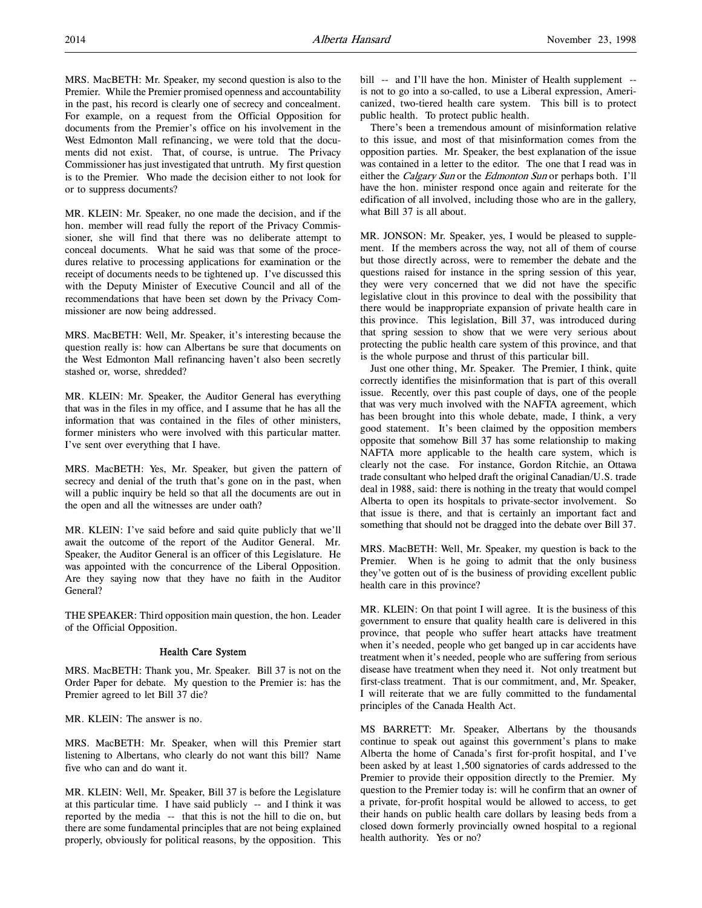MRS. MacBETH: Mr. Speaker, my second question is also to the Premier. While the Premier promised openness and accountability in the past, his record is clearly one of secrecy and concealment. For example, on a request from the Official Opposition for documents from the Premier's office on his involvement in the West Edmonton Mall refinancing, we were told that the documents did not exist. That, of course, is untrue. The Privacy Commissioner has just investigated that untruth. My first question is to the Premier. Who made the decision either to not look for or to suppress documents?

MR. KLEIN: Mr. Speaker, no one made the decision, and if the hon. member will read fully the report of the Privacy Commissioner, she will find that there was no deliberate attempt to conceal documents. What he said was that some of the procedures relative to processing applications for examination or the receipt of documents needs to be tightened up. I've discussed this with the Deputy Minister of Executive Council and all of the recommendations that have been set down by the Privacy Commissioner are now being addressed.

MRS. MacBETH: Well, Mr. Speaker, it's interesting because the question really is: how can Albertans be sure that documents on the West Edmonton Mall refinancing haven't also been secretly stashed or, worse, shredded?

MR. KLEIN: Mr. Speaker, the Auditor General has everything that was in the files in my office, and I assume that he has all the information that was contained in the files of other ministers, former ministers who were involved with this particular matter. I've sent over everything that I have.

MRS. MacBETH: Yes, Mr. Speaker, but given the pattern of secrecy and denial of the truth that's gone on in the past, when will a public inquiry be held so that all the documents are out in the open and all the witnesses are under oath?

MR. KLEIN: I've said before and said quite publicly that we'll await the outcome of the report of the Auditor General. Mr. Speaker, the Auditor General is an officer of this Legislature. He was appointed with the concurrence of the Liberal Opposition. Are they saying now that they have no faith in the Auditor General?

THE SPEAKER: Third opposition main question, the hon. Leader of the Official Opposition.

## Health Care System

MRS. MacBETH: Thank you, Mr. Speaker. Bill 37 is not on the Order Paper for debate. My question to the Premier is: has the Premier agreed to let Bill 37 die?

MR. KLEIN: The answer is no.

MRS. MacBETH: Mr. Speaker, when will this Premier start listening to Albertans, who clearly do not want this bill? Name five who can and do want it.

MR. KLEIN: Well, Mr. Speaker, Bill 37 is before the Legislature at this particular time. I have said publicly -- and I think it was reported by the media -- that this is not the hill to die on, but there are some fundamental principles that are not being explained properly, obviously for political reasons, by the opposition. This bill -- and I'll have the hon. Minister of Health supplement -- is not to go into a so-called, to use a Liberal expression, Americanized, two-tiered health care system. This bill is to protect public health. To protect public health.

There's been a tremendous amount of misinformation relative to this issue, and most of that misinformation comes from the opposition parties. Mr. Speaker, the best explanation of the issue was contained in a letter to the editor. The one that I read was in either the *Calgary Sun* or the *Edmonton Sun* or perhaps both. I'll have the hon. minister respond once again and reiterate for the edification of all involved, including those who are in the gallery, what Bill 37 is all about.

MR. JONSON: Mr. Speaker, yes, I would be pleased to supplement. If the members across the way, not all of them of course but those directly across, were to remember the debate and the questions raised for instance in the spring session of this year, they were very concerned that we did not have the specific legislative clout in this province to deal with the possibility that there would be inappropriate expansion of private health care in this province. This legislation, Bill 37, was introduced during that spring session to show that we were very serious about protecting the public health care system of this province, and that is the whole purpose and thrust of this particular bill.

Just one other thing, Mr. Speaker. The Premier, I think, quite correctly identifies the misinformation that is part of this overall issue. Recently, over this past couple of days, one of the people that was very much involved with the NAFTA agreement, which has been brought into this whole debate, made, I think, a very good statement. It's been claimed by the opposition members opposite that somehow Bill 37 has some relationship to making NAFTA more applicable to the health care system, which is clearly not the case. For instance, Gordon Ritchie, an Ottawa trade consultant who helped draft the original Canadian/U.S. trade deal in 1988, said: there is nothing in the treaty that would compel Alberta to open its hospitals to private-sector involvement. So that issue is there, and that is certainly an important fact and something that should not be dragged into the debate over Bill 37.

MRS. MacBETH: Well, Mr. Speaker, my question is back to the Premier. When is he going to admit that the only business they've gotten out of is the business of providing excellent public health care in this province?

MR. KLEIN: On that point I will agree. It is the business of this government to ensure that quality health care is delivered in this province, that people who suffer heart attacks have treatment when it's needed, people who get banged up in car accidents have treatment when it's needed, people who are suffering from serious disease have treatment when they need it. Not only treatment but first-class treatment. That is our commitment, and, Mr. Speaker, I will reiterate that we are fully committed to the fundamental principles of the Canada Health Act.

MS BARRETT: Mr. Speaker, Albertans by the thousands continue to speak out against this government's plans to make Alberta the home of Canada's first for-profit hospital, and I've been asked by at least 1,500 signatories of cards addressed to the Premier to provide their opposition directly to the Premier. My question to the Premier today is: will he confirm that an owner of a private, for-profit hospital would be allowed to access, to get their hands on public health care dollars by leasing beds from a closed down formerly provincially owned hospital to a regional health authority. Yes or no?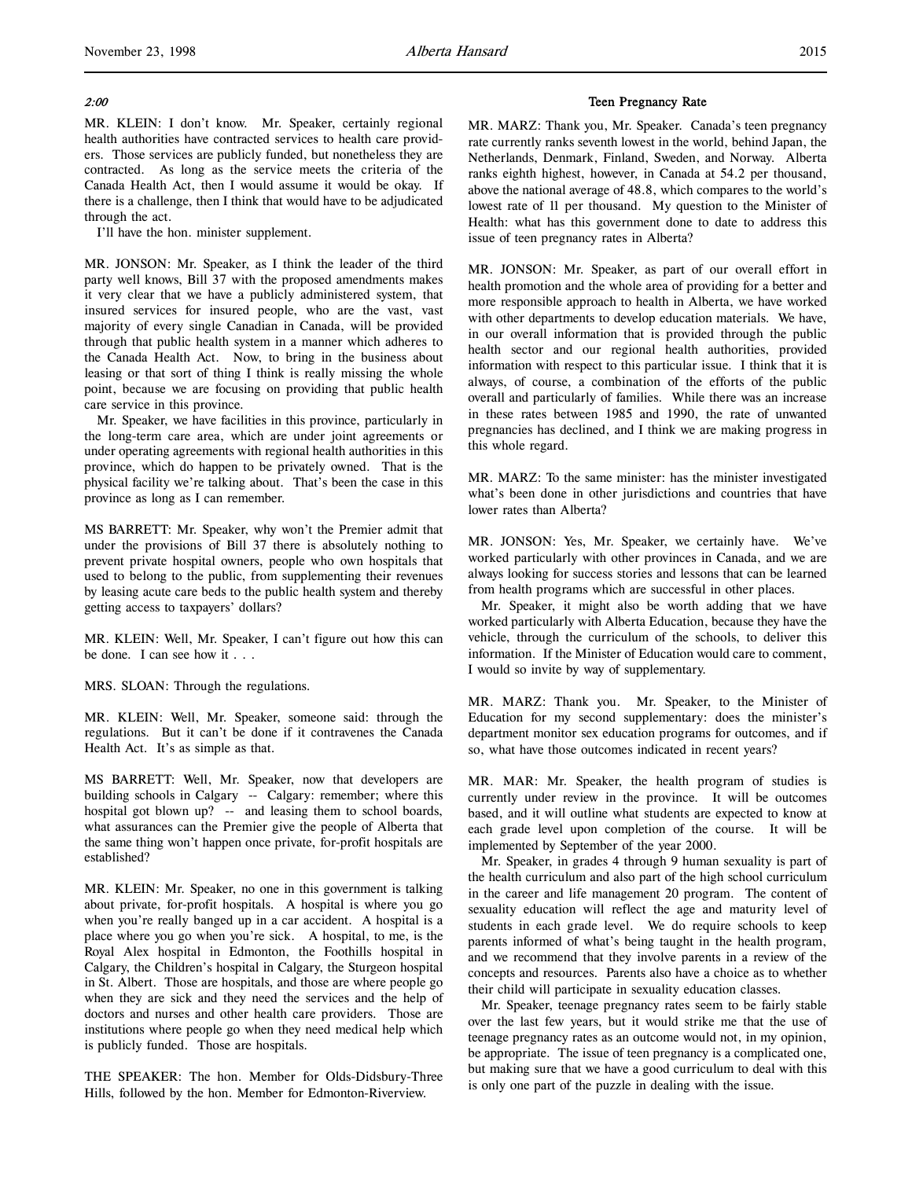*2:00*

MR. KLEIN: I don't know. Mr. Speaker, certainly regional health authorities have contracted services to health care providers. Those services are publicly funded, but nonetheless they are contracted. As long as the service meets the criteria of the Canada Health Act, then I would assume it would be okay. If there is a challenge, then I think that would have to be adjudicated through the act.

I'll have the hon. minister supplement.

MR. JONSON: Mr. Speaker, as I think the leader of the third party well knows, Bill 37 with the proposed amendments makes it very clear that we have a publicly administered system, that insured services for insured people, who are the vast, vast majority of every single Canadian in Canada, will be provided through that public health system in a manner which adheres to the Canada Health Act. Now, to bring in the business about leasing or that sort of thing I think is really missing the whole point, because we are focusing on providing that public health care service in this province.

Mr. Speaker, we have facilities in this province, particularly in the long-term care area, which are under joint agreements or under operating agreements with regional health authorities in this province, which do happen to be privately owned. That is the physical facility we're talking about. That's been the case in this province as long as I can remember.

MS BARRETT: Mr. Speaker, why won't the Premier admit that under the provisions of Bill 37 there is absolutely nothing to prevent private hospital owners, people who own hospitals that used to belong to the public, from supplementing their revenues by leasing acute care beds to the public health system and thereby getting access to taxpayers' dollars?

MR. KLEIN: Well, Mr. Speaker, I can't figure out how this can be done. I can see how it . . .

MRS. SLOAN: Through the regulations.

MR. KLEIN: Well, Mr. Speaker, someone said: through the regulations. But it can't be done if it contravenes the Canada Health Act. It's as simple as that.

MS BARRETT: Well, Mr. Speaker, now that developers are building schools in Calgary -- Calgary: remember; where this hospital got blown up? -- and leasing them to school boards, what assurances can the Premier give the people of Alberta that the same thing won't happen once private, for-profit hospitals are established?

MR. KLEIN: Mr. Speaker, no one in this government is talking about private, for-profit hospitals. A hospital is where you go when you're really banged up in a car accident. A hospital is a place where you go when you're sick. A hospital, to me, is the Royal Alex hospital in Edmonton, the Foothills hospital in Calgary, the Children's hospital in Calgary, the Sturgeon hospital in St. Albert. Those are hospitals, and those are where people go when they are sick and they need the services and the help of doctors and nurses and other health care providers. Those are institutions where people go when they need medical help which is publicly funded. Those are hospitals.

THE SPEAKER: The hon. Member for Olds-Didsbury-Three Hills, followed by the hon. Member for Edmonton-Riverview.

### Teen Pregnancy Rate

MR. MARZ: Thank you, Mr. Speaker. Canada's teen pregnancy rate currently ranks seventh lowest in the world, behind Japan, the Netherlands, Denmark, Finland, Sweden, and Norway. Alberta ranks eighth highest, however, in Canada at 54.2 per thousand, above the national average of 48.8, which compares to the world's lowest rate of 11 per thousand. My question to the Minister of Health: what has this government done to date to address this issue of teen pregnancy rates in Alberta?

MR. JONSON: Mr. Speaker, as part of our overall effort in health promotion and the whole area of providing for a better and more responsible approach to health in Alberta, we have worked with other departments to develop education materials. We have, in our overall information that is provided through the public health sector and our regional health authorities, provided information with respect to this particular issue. I think that it is always, of course, a combination of the efforts of the public overall and particularly of families. While there was an increase in these rates between 1985 and 1990, the rate of unwanted pregnancies has declined, and I think we are making progress in this whole regard.

MR. MARZ: To the same minister: has the minister investigated what's been done in other jurisdictions and countries that have lower rates than Alberta?

MR. JONSON: Yes, Mr. Speaker, we certainly have. We've worked particularly with other provinces in Canada, and we are always looking for success stories and lessons that can be learned from health programs which are successful in other places.

Mr. Speaker, it might also be worth adding that we have worked particularly with Alberta Education, because they have the vehicle, through the curriculum of the schools, to deliver this information. If the Minister of Education would care to comment, I would so invite by way of supplementary.

MR. MARZ: Thank you. Mr. Speaker, to the Minister of Education for my second supplementary: does the minister's department monitor sex education programs for outcomes, and if so, what have those outcomes indicated in recent years?

MR. MAR: Mr. Speaker, the health program of studies is currently under review in the province. It will be outcomes based, and it will outline what students are expected to know at each grade level upon completion of the course. It will be implemented by September of the year 2000.

Mr. Speaker, in grades 4 through 9 human sexuality is part of the health curriculum and also part of the high school curriculum in the career and life management 20 program. The content of sexuality education will reflect the age and maturity level of students in each grade level. We do require schools to keep parents informed of what's being taught in the health program, and we recommend that they involve parents in a review of the concepts and resources. Parents also have a choice as to whether their child will participate in sexuality education classes.

Mr. Speaker, teenage pregnancy rates seem to be fairly stable over the last few years, but it would strike me that the use of teenage pregnancy rates as an outcome would not, in my opinion, be appropriate. The issue of teen pregnancy is a complicated one, but making sure that we have a good curriculum to deal with this is only one part of the puzzle in dealing with the issue.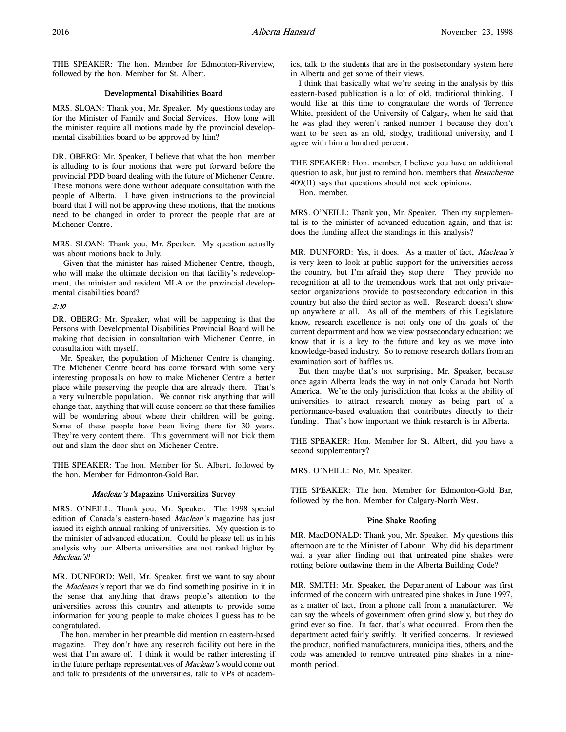THE SPEAKER: The hon. Member for Edmonton-Riverview, followed by the hon. Member for St. Albert.

### Developmental Disabilities Board

MRS. SLOAN: Thank you, Mr. Speaker. My questions today are for the Minister of Family and Social Services. How long will the minister require all motions made by the provincial developmental disabilities board to be approved by him?

DR. OBERG: Mr. Speaker, I believe that what the hon. member is alluding to is four motions that were put forward before the provincial PDD board dealing with the future of Michener Centre. These motions were done without adequate consultation with the people of Alberta. I have given instructions to the provincial board that I will not be approving these motions, that the motions need to be changed in order to protect the people that are at Michener Centre.

MRS. SLOAN: Thank you, Mr. Speaker. My question actually was about motions back to July.

Given that the minister has raised Michener Centre, though, who will make the ultimate decision on that facility's redevelopment, the minister and resident MLA or the provincial developmental disabilities board?

*2:10*

DR. OBERG: Mr. Speaker, what will be happening is that the Persons with Developmental Disabilities Provincial Board will be making that decision in consultation with Michener Centre, in consultation with myself.

Mr. Speaker, the population of Michener Centre is changing. The Michener Centre board has come forward with some very interesting proposals on how to make Michener Centre a better place while preserving the people that are already there. That's a very vulnerable population. We cannot risk anything that will change that, anything that will cause concern so that these families will be wondering about where their children will be going. Some of these people have been living there for 30 years. They're very content there. This government will not kick them out and slam the door shut on Michener Centre.

THE SPEAKER: The hon. Member for St. Albert, followed by the hon. Member for Edmonton-Gold Bar.

### *Maclean's* Magazine Universities Survey

MRS. O'NEILL: Thank you, Mr. Speaker. The 1998 special edition of Canada's eastern-based *Maclean's* magazine has just issued its eighth annual ranking of universities. My question is to the minister of advanced education. Could he please tell us in his analysis why our Alberta universities are not ranked higher by *Maclean's*?

MR. DUNFORD: Well, Mr. Speaker, first we want to say about the *Macleans's* report that we do find something positive in it in the sense that anything that draws people's attention to the universities across this country and attempts to provide some information for young people to make choices I guess has to be congratulated.

The hon. member in her preamble did mention an eastern-based magazine. They don't have any research facility out here in the west that I'm aware of. I think it would be rather interesting if in the future perhaps representatives of *Maclean's* would come out and talk to presidents of the universities, talk to VPs of academics, talk to the students that are in the postsecondary system here in Alberta and get some of their views.

I think that basically what we're seeing in the analysis by this eastern-based publication is a lot of old, traditional thinking. I would like at this time to congratulate the words of Terrence White, president of the University of Calgary, when he said that he was glad they weren't ranked number 1 because they don't want to be seen as an old, stodgy, traditional university, and I agree with him a hundred percent.

THE SPEAKER: Hon. member, I believe you have an additional question to ask, but just to remind hon. members that *Beauchesne* 409(11) says that questions should not seek opinions.

Hon. member.

MRS. O'NEILL: Thank you, Mr. Speaker. Then my supplemental is to the minister of advanced education again, and that is: does the funding affect the standings in this analysis?

MR. DUNFORD: Yes, it does. As a matter of fact, *Maclean's* is very keen to look at public support for the universities across the country, but I'm afraid they stop there. They provide no recognition at all to the tremendous work that not only private-sector organizations provide to postsecondary education in this country but also the third sector as well. Research doesn't show up anywhere at all. As all of the members of this Legislature know, research excellence is not only one of the goals of the current department and how we view postsecondary education; we know that it is a key to the future and key as we move into knowledge-based industry. So to remove research dollars from an examination sort of baffles us.

But then maybe that's not surprising, Mr. Speaker, because once again Alberta leads the way in not only Canada but North America. We're the only jurisdiction that looks at the ability of universities to attract research money as being part of a performance-based evaluation that contributes directly to their funding. That's how important we think research is in Alberta.

THE SPEAKER: Hon. Member for St. Albert, did you have a second supplementary?

MRS. O'NEILL: No, Mr. Speaker.

THE SPEAKER: The hon. Member for Edmonton-Gold Bar, followed by the hon. Member for Calgary-North West.

### Pine Shake Roofing

MR. MacDONALD: Thank you, Mr. Speaker. My questions this afternoon are to the Minister of Labour. Why did his department wait a year after finding out that untreated pine shakes were rotting before outlawing them in the Alberta Building Code?

MR. SMITH: Mr. Speaker, the Department of Labour was first informed of the concern with untreated pine shakes in June 1997, as a matter of fact, from a phone call from a manufacturer. We can say the wheels of government often grind slowly, but they do grind ever so fine. In fact, that's what occurred. From then the department acted fairly swiftly. It verified concerns. It reviewed the product, notified manufacturers, municipalities, others, and the code was amended to remove untreated pine shakes in a nine-month period.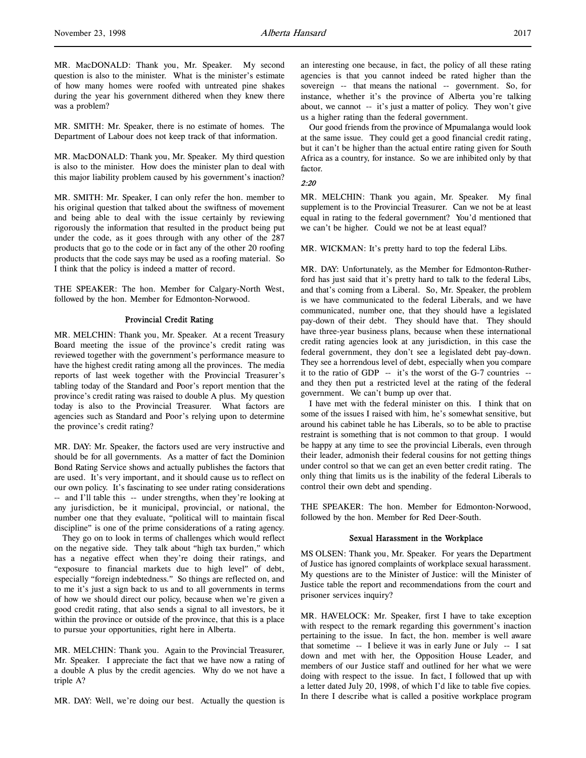MR. MacDONALD: Thank you, Mr. Speaker. My second question is also to the minister. What is the minister's estimate of how many homes were roofed with untreated pine shakes during the year his government dithered when they knew there was a problem?

MR. SMITH: Mr. Speaker, there is no estimate of homes. The Department of Labour does not keep track of that information.

MR. MacDONALD: Thank you, Mr. Speaker. My third question is also to the minister. How does the minister plan to deal with this major liability problem caused by his government's inaction?

MR. SMITH: Mr. Speaker, I can only refer the hon. member to his original question that talked about the swiftness of movement and being able to deal with the issue certainly by reviewing rigorously the information that resulted in the product being put under the code, as it goes through with any other of the 287 products that go to the code or in fact any of the other 20 roofing products that the code says may be used as a roofing material. So I think that the policy is indeed a matter of record.

THE SPEAKER: The hon. Member for Calgary-North West, followed by the hon. Member for Edmonton-Norwood.

### Provincial Credit Rating

MR. MELCHIN: Thank you, Mr. Speaker. At a recent Treasury Board meeting the issue of the province's credit rating was reviewed together with the government's performance measure to have the highest credit rating among all the provinces. The media reports of last week together with the Provincial Treasurer's tabling today of the Standard and Poor's report mention that the province's credit rating was raised to double A plus. My question today is also to the Provincial Treasurer. What factors are agencies such as Standard and Poor's relying upon to determine the province's credit rating?

MR. DAY: Mr. Speaker, the factors used are very instructive and should be for all governments. As a matter of fact the Dominion Bond Rating Service shows and actually publishes the factors that are used. It's very important, and it should cause us to reflect on our own policy. It's fascinating to see under rating considerations -- and I'll table this -- under strengths, when they're looking at any jurisdiction, be it municipal, provincial, or national, the number one that they evaluate, "political will to maintain fiscal discipline" is one of the prime considerations of a rating agency.

They go on to look in terms of challenges which would reflect on the negative side. They talk about "high tax burden," which has a negative effect when they're doing their ratings, and "exposure to financial markets due to high level" of debt, especially "foreign indebtedness." So things are reflected on, and to me it's just a sign back to us and to all governments in terms of how we should direct our policy, because when we're given a good credit rating, that also sends a signal to all investors, be it within the province or outside of the province, that this is a place to pursue your opportunities, right here in Alberta.

MR. MELCHIN: Thank you. Again to the Provincial Treasurer, Mr. Speaker. I appreciate the fact that we have now a rating of a double A plus by the credit agencies. Why do we not have a triple A?

MR. DAY: Well, we're doing our best. Actually the question is an interesting one because, in fact, the policy of all these rating agencies is that you cannot indeed be rated higher than the sovereign -- that means the national -- government. So, for instance, whether it's the province of Alberta you're talking about, we cannot -- it's just a matter of policy. They won't give us a higher rating than the federal government.

Our good friends from the province of Mpumalanga would look at the same issue. They could get a good financial credit rating, but it can't be higher than the actual entire rating given for South Africa as a country, for instance. So we are inhibited only by that factor.

*2:20*

MR. MELCHIN: Thank you again, Mr. Speaker. My final supplement is to the Provincial Treasurer. Can we not be at least equal in rating to the federal government? You'd mentioned that we can't be higher. Could we not be at least equal?

MR. WICKMAN: It's pretty hard to top the federal Libs.

MR. DAY: Unfortunately, as the Member for Edmonton-Rutherford has just said that it's pretty hard to talk to the federal Libs, and that's coming from a Liberal. So, Mr. Speaker, the problem is we have communicated to the federal Liberals, and we have communicated, number one, that they should have a legislated pay-down of their debt. They should have that. They should have three-year business plans, because when these international credit rating agencies look at any jurisdiction, in this case the federal government, they don't see a legislated debt pay-down. They see a horrendous level of debt, especially when you compare it to the ratio of GDP -- it's the worst of the G-7 countries -- and they then put a restricted level at the rating of the federal government. We can't bump up over that.

I have met with the federal minister on this. I think that on some of the issues I raised with him, he's somewhat sensitive, but around his cabinet table he has Liberals, so to be able to practise restraint is something that is not common to that group. I would be happy at any time to see the provincial Liberals, even through their leader, admonish their federal cousins for not getting things under control so that we can get an even better credit rating. The only thing that limits us is the inability of the federal Liberals to control their own debt and spending.

THE SPEAKER: The hon. Member for Edmonton-Norwood, followed by the hon. Member for Red Deer-South.

### Sexual Harassment in the Workplace

MS OLSEN: Thank you, Mr. Speaker. For years the Department of Justice has ignored complaints of workplace sexual harassment. My questions are to the Minister of Justice: will the Minister of Justice table the report and recommendations from the court and prisoner services inquiry?

MR. HAVELOCK: Mr. Speaker, first I have to take exception with respect to the remark regarding this government's inaction pertaining to the issue. In fact, the hon. member is well aware that sometime -- I believe it was in early June or July -- I sat down and met with her, the Opposition House Leader, and members of our Justice staff and outlined for her what we were doing with respect to the issue. In fact, I followed that up with a letter dated July 20, 1998, of which I'd like to table five copies. In there I describe what is called a positive workplace program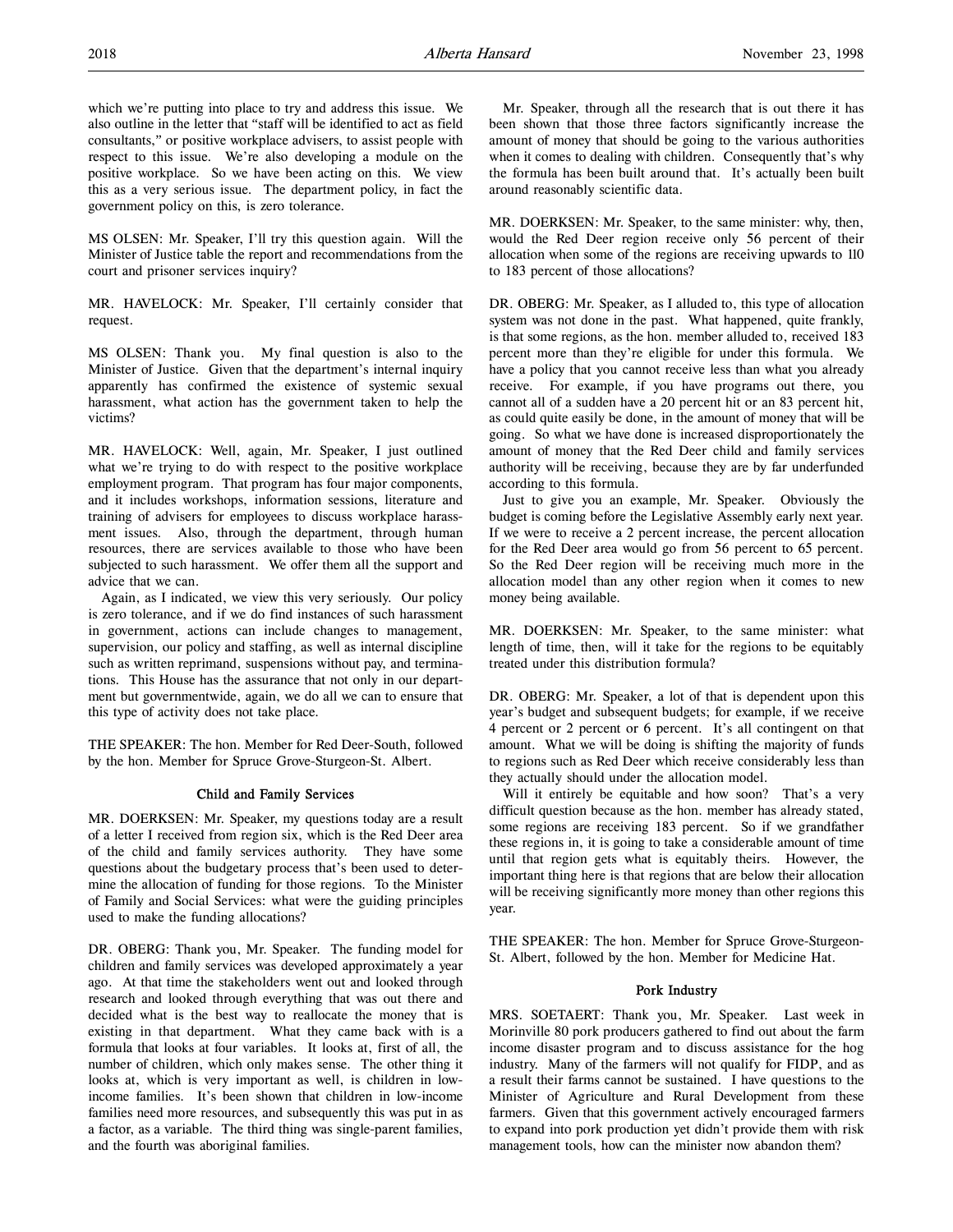which we're putting into place to try and address this issue. We also outline in the letter that "staff will be identified to act as field consultants," or positive workplace advisers, to assist people with respect to this issue. We're also developing a module on the positive workplace. So we have been acting on this. We view this as a very serious issue. The department policy, in fact the government policy on this, is zero tolerance.

MS OLSEN: Mr. Speaker, I'll try this question again. Will the Minister of Justice table the report and recommendations from the court and prisoner services inquiry?

MR. HAVELOCK: Mr. Speaker, I'll certainly consider that request.

MS OLSEN: Thank you. My final question is also to the Minister of Justice. Given that the department's internal inquiry apparently has confirmed the existence of systemic sexual harassment, what action has the government taken to help the victims?

MR. HAVELOCK: Well, again, Mr. Speaker, I just outlined what we're trying to do with respect to the positive workplace employment program. That program has four major components, and it includes workshops, information sessions, literature and training of advisers for employees to discuss workplace harassment issues. Also, through the department, through human resources, there are services available to those who have been subjected to such harassment. We offer them all the support and advice that we can.

Again, as I indicated, we view this very seriously. Our policy is zero tolerance, and if we do find instances of such harassment in government, actions can include changes to management, supervision, our policy and staffing, as well as internal discipline such as written reprimand, suspensions without pay, and terminations. This House has the assurance that not only in our department but governmentwide, again, we do all we can to ensure that this type of activity does not take place.

THE SPEAKER: The hon. Member for Red Deer-South, followed by the hon. Member for Spruce Grove-Sturgeon-St. Albert.

### Child and Family Services

MR. DOERKSEN: Mr. Speaker, my questions today are a result of a letter I received from region six, which is the Red Deer area of the child and family services authority. They have some questions about the budgetary process that's been used to determine the allocation of funding for those regions. To the Minister of Family and Social Services: what were the guiding principles used to make the funding allocations?

DR. OBERG: Thank you, Mr. Speaker. The funding model for children and family services was developed approximately a year ago. At that time the stakeholders went out and looked through research and looked through everything that was out there and decided what is the best way to reallocate the money that is existing in that department. What they came back with is a formula that looks at four variables. It looks at, first of all, the number of children, which only makes sense. The other thing it looks at, which is very important as well, is children in low-income families. It's been shown that children in low-income families need more resources, and subsequently this was put in as a factor, as a variable. The third thing was single-parent families, and the fourth was aboriginal families.

Mr. Speaker, through all the research that is out there it has been shown that those three factors significantly increase the amount of money that should be going to the various authorities when it comes to dealing with children. Consequently that's why the formula has been built around that. It's actually been built around reasonably scientific data.

MR. DOERKSEN: Mr. Speaker, to the same minister: why, then, would the Red Deer region receive only 56 percent of their allocation when some of the regions are receiving upwards to 110 to 183 percent of those allocations?

DR. OBERG: Mr. Speaker, as I alluded to, this type of allocation system was not done in the past. What happened, quite frankly, is that some regions, as the hon. member alluded to, received 183 percent more than they're eligible for under this formula. We have a policy that you cannot receive less than what you already receive. For example, if you have programs out there, you cannot all of a sudden have a 20 percent hit or an 83 percent hit, as could quite easily be done, in the amount of money that will be going. So what we have done is increased disproportionately the amount of money that the Red Deer child and family services authority will be receiving, because they are by far underfunded according to this formula.

Just to give you an example, Mr. Speaker. Obviously the budget is coming before the Legislative Assembly early next year. If we were to receive a 2 percent increase, the percent allocation for the Red Deer area would go from 56 percent to 65 percent. So the Red Deer region will be receiving much more in the allocation model than any other region when it comes to new money being available.

MR. DOERKSEN: Mr. Speaker, to the same minister: what length of time, then, will it take for the regions to be equitably treated under this distribution formula?

DR. OBERG: Mr. Speaker, a lot of that is dependent upon this year's budget and subsequent budgets; for example, if we receive 4 percent or 2 percent or 6 percent. It's all contingent on that amount. What we will be doing is shifting the majority of funds to regions such as Red Deer which receive considerably less than they actually should under the allocation model.

Will it entirely be equitable and how soon? That's a very difficult question because as the hon. member has already stated, some regions are receiving 183 percent. So if we grandfather these regions in, it is going to take a considerable amount of time until that region gets what is equitably theirs. However, the important thing here is that regions that are below their allocation will be receiving significantly more money than other regions this year.

THE SPEAKER: The hon. Member for Spruce Grove-Sturgeon-St. Albert, followed by the hon. Member for Medicine Hat.

### Pork Industry

MRS. SOETAERT: Thank you, Mr. Speaker. Last week in Morinville 80 pork producers gathered to find out about the farm income disaster program and to discuss assistance for the hog industry. Many of the farmers will not qualify for FIDP, and as a result their farms cannot be sustained. I have questions to the Minister of Agriculture and Rural Development from these farmers. Given that this government actively encouraged farmers to expand into pork production yet didn't provide them with risk management tools, how can the minister now abandon them?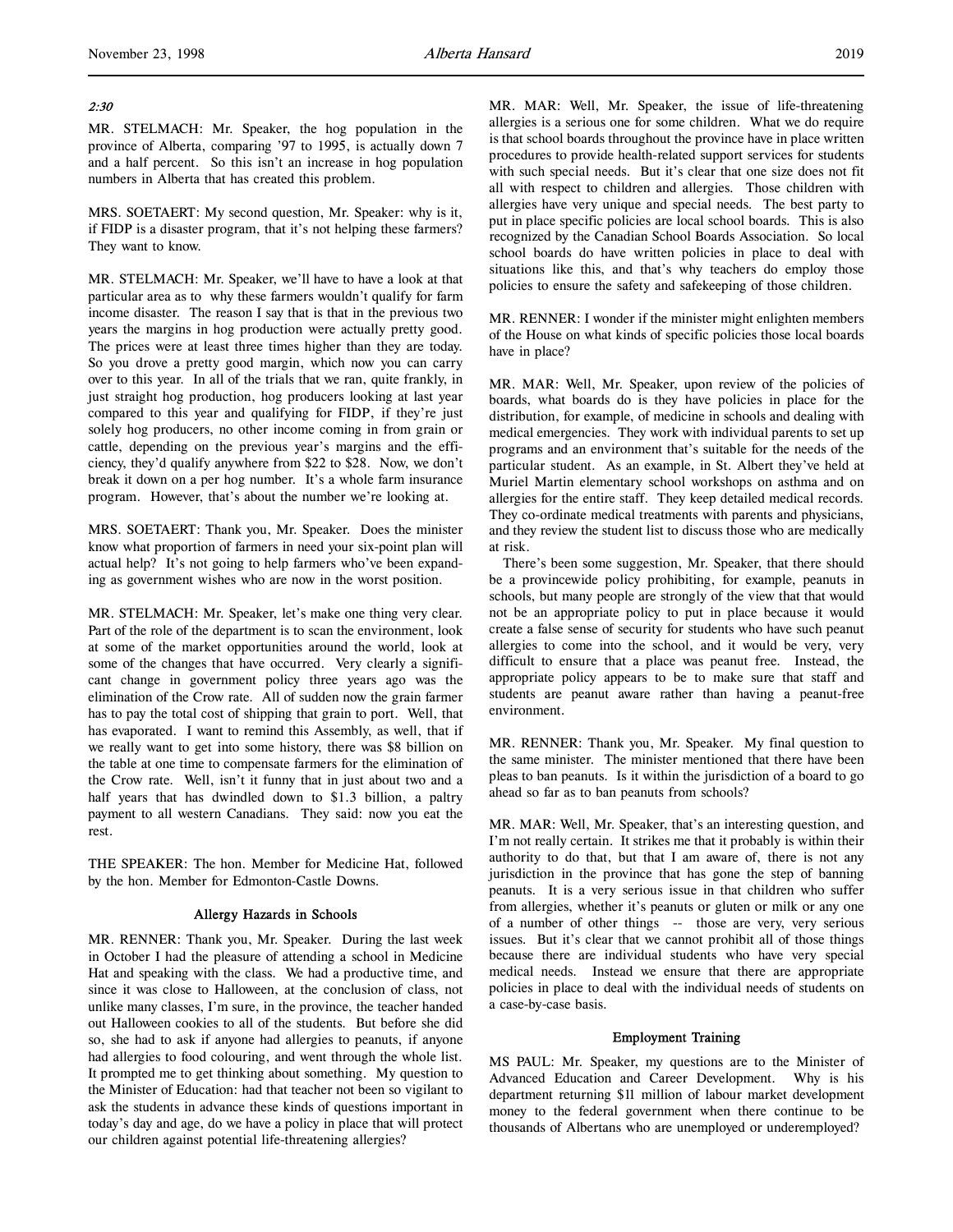*2:30*

MR. STELMACH: Mr. Speaker, the hog population in the province of Alberta, comparing '97 to 1995, is actually down 7 and a half percent. So this isn't an increase in hog population numbers in Alberta that has created this problem.

MRS. SOETAERT: My second question, Mr. Speaker: why is it, if FIDP is a disaster program, that it's not helping these farmers? They want to know.

MR. STELMACH: Mr. Speaker, we'll have to have a look at that particular area as to why these farmers wouldn't qualify for farm income disaster. The reason I say that is that in the previous two years the margins in hog production were actually pretty good. The prices were at least three times higher than they are today. So you drove a pretty good margin, which now you can carry over to this year. In all of the trials that we ran, quite frankly, in just straight hog production, hog producers looking at last year compared to this year and qualifying for FIDP, if they're just solely hog producers, no other income coming in from grain or cattle, depending on the previous year's margins and the efficiency, they'd qualify anywhere from $22 to $28. Now, we don't break it down on a per hog number. It's a whole farm insurance program. However, that's about the number we're looking at.

MRS. SOETAERT: Thank you, Mr. Speaker. Does the minister know what proportion of farmers in need your six-point plan will actual help? It's not going to help farmers who've been expanding as government wishes who are now in the worst position.

MR. STELMACH: Mr. Speaker, let's make one thing very clear. Part of the role of the department is to scan the environment, look at some of the market opportunities around the world, look at some of the changes that have occurred. Very clearly a significant change in government policy three years ago was the elimination of the Crow rate. All of sudden now the grain farmer has to pay the total cost of shipping that grain to port. Well, that has evaporated. I want to remind this Assembly, as well, that if we really want to get into some history, there was $8 billion on the table at one time to compensate farmers for the elimination of the Crow rate. Well, isn't it funny that in just about two and a half years that has dwindled down to $1.3 billion, a paltry payment to all western Canadians. They said: now you eat the rest.

THE SPEAKER: The hon. Member for Medicine Hat, followed by the hon. Member for Edmonton-Castle Downs.

### Allergy Hazards in Schools

MR. RENNER: Thank you, Mr. Speaker. During the last week in October I had the pleasure of attending a school in Medicine Hat and speaking with the class. We had a productive time, and since it was close to Halloween, at the conclusion of class, not unlike many classes, I'm sure, in the province, the teacher handed out Halloween cookies to all of the students. But before she did so, she had to ask if anyone had allergies to peanuts, if anyone had allergies to food colouring, and went through the whole list. It prompted me to get thinking about something. My question to the Minister of Education: had that teacher not been so vigilant to ask the students in advance these kinds of questions important in today's day and age, do we have a policy in place that will protect our children against potential life-threatening allergies?

MR. MAR: Well, Mr. Speaker, the issue of life-threatening allergies is a serious one for some children. What we do require is that school boards throughout the province have in place written procedures to provide health-related support services for students with such special needs. But it's clear that one size does not fit all with respect to children and allergies. Those children with allergies have very unique and special needs. The best party to put in place specific policies are local school boards. This is also recognized by the Canadian School Boards Association. So local school boards do have written policies in place to deal with situations like this, and that's why teachers do employ those policies to ensure the safety and safekeeping of those children.

MR. RENNER: I wonder if the minister might enlighten members of the House on what kinds of specific policies those local boards have in place?

MR. MAR: Well, Mr. Speaker, upon review of the policies of boards, what boards do is they have policies in place for the distribution, for example, of medicine in schools and dealing with medical emergencies. They work with individual parents to set up programs and an environment that's suitable for the needs of the particular student. As an example, in St. Albert they've held at Muriel Martin elementary school workshops on asthma and on allergies for the entire staff. They keep detailed medical records. They co-ordinate medical treatments with parents and physicians, and they review the student list to discuss those who are medically at risk.

There's been some suggestion, Mr. Speaker, that there should be a provincewide policy prohibiting, for example, peanuts in schools, but many people are strongly of the view that that would not be an appropriate policy to put in place because it would create a false sense of security for students who have such peanut allergies to come into the school, and it would be very, very difficult to ensure that a place was peanut free. Instead, the appropriate policy appears to be to make sure that staff and students are peanut aware rather than having a peanut-free environment.

MR. RENNER: Thank you, Mr. Speaker. My final question to the same minister. The minister mentioned that there have been pleas to ban peanuts. Is it within the jurisdiction of a board to go ahead so far as to ban peanuts from schools?

MR. MAR: Well, Mr. Speaker, that's an interesting question, and I'm not really certain. It strikes me that it probably is within their authority to do that, but that I am aware of, there is not any jurisdiction in the province that has gone the step of banning peanuts. It is a very serious issue in that children who suffer from allergies, whether it's peanuts or gluten or milk or any one of a number of other things -- those are very, very serious issues. But it's clear that we cannot prohibit all of those things because there are individual students who have very special medical needs. Instead we ensure that there are appropriate policies in place to deal with the individual needs of students on a case-by-case basis.

### Employment Training

MS PAUL: Mr. Speaker, my questions are to the Minister of Advanced Education and Career Development. Why is his department returning $11 million of labour market development money to the federal government when there continue to be thousands of Albertans who are unemployed or underemployed?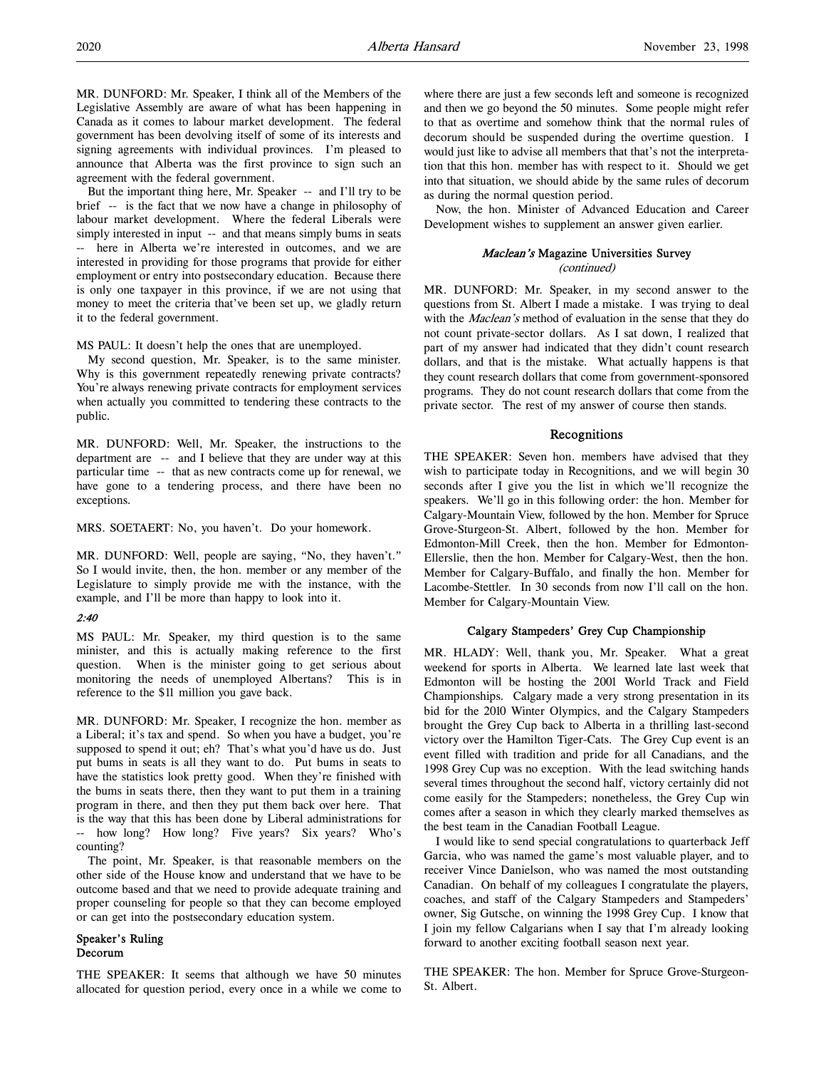MR. DUNFORD: Mr. Speaker, I think all of the Members of the Legislative Assembly are aware of what has been happening in Canada as it comes to labour market development. The federal government has been devolving itself of some of its interests and signing agreements with individual provinces. I'm pleased to announce that Alberta was the first province to sign such an agreement with the federal government.

But the important thing here, Mr. Speaker -- and I'll try to be brief -- is the fact that we now have a change in philosophy of labour market development. Where the federal Liberals were simply interested in input -- and that means simply bums in seats -- here in Alberta we're interested in outcomes, and we are interested in providing for those programs that provide for either employment or entry into postsecondary education. Because there is only one taxpayer in this province, if we are not using that money to meet the criteria that've been set up, we gladly return it to the federal government.

MS PAUL: It doesn't help the ones that are unemployed.

My second question, Mr. Speaker, is to the same minister. Why is this government repeatedly renewing private contracts? You're always renewing private contracts for employment services when actually you committed to tendering these contracts to the public.

MR. DUNFORD: Well, Mr. Speaker, the instructions to the department are -- and I believe that they are under way at this particular time -- that as new contracts come up for renewal, we have gone to a tendering process, and there have been no exceptions.

MRS. SOETAERT: No, you haven't. Do your homework.

MR. DUNFORD: Well, people are saying, "No, they haven't." So I would invite, then, the hon. member or any member of the Legislature to simply provide me with the instance, with the example, and I'll be more than happy to look into it.

*2:40*

MS PAUL: Mr. Speaker, my third question is to the same minister, and this is actually making reference to the first question. When is the minister going to get serious about monitoring the needs of unemployed Albertans? This is in reference to the $11 million you gave back.

MR. DUNFORD: Mr. Speaker, I recognize the hon. member as a Liberal; it's tax and spend. So when you have a budget, you're supposed to spend it out; eh? That's what you'd have us do. Just put bums in seats is all they want to do. Put bums in seats to have the statistics look pretty good. When they're finished with the bums in seats there, then they want to put them in a training program in there, and then they put them back over here. That is the way that this has been done by Liberal administrations for -- how long? How long? Five years? Six years? Who's counting?

The point, Mr. Speaker, is that reasonable members on the other side of the House know and understand that we have to be outcome based and that we need to provide adequate training and proper counseling for people so that they can become employed or can get into the postsecondary education system.

### Speaker's Ruling
### Decorum

THE SPEAKER: It seems that although we have 50 minutes allocated for question period, every once in a while we come to where there are just a few seconds left and someone is recognized and then we go beyond the 50 minutes. Some people might refer to that as overtime and somehow think that the normal rules of decorum should be suspended during the overtime question. I would just like to advise all members that that's not the interpretation that this hon. member has with respect to it. Should we get into that situation, we should abide by the same rules of decorum as during the normal question period.

Now, the hon. Minister of Advanced Education and Career Development wishes to supplement an answer given earlier.

### *Maclean's* Magazine Universities Survey
*(continued)*

MR. DUNFORD: Mr. Speaker, in my second answer to the questions from St. Albert I made a mistake. I was trying to deal with the *Maclean's* method of evaluation in the sense that they do not count private-sector dollars. As I sat down, I realized that part of my answer had indicated that they didn't count research dollars, and that is the mistake. What actually happens is that they count research dollars that come from government-sponsored programs. They do not count research dollars that come from the private sector. The rest of my answer of course then stands.

## Recognitions

THE SPEAKER: Seven hon. members have advised that they wish to participate today in Recognitions, and we will begin 30 seconds after I give you the list in which we'll recognize the speakers. We'll go in this following order: the hon. Member for Calgary-Mountain View, followed by the hon. Member for Spruce Grove-Sturgeon-St. Albert, followed by the hon. Member for Edmonton-Mill Creek, then the hon. Member for Edmonton-Ellerslie, then the hon. Member for Calgary-West, then the hon. Member for Calgary-Buffalo, and finally the hon. Member for Lacombe-Stettler. In 30 seconds from now I'll call on the hon. Member for Calgary-Mountain View.

### Calgary Stampeders' Grey Cup Championship

MR. HLADY: Well, thank you, Mr. Speaker. What a great weekend for sports in Alberta. We learned late last week that Edmonton will be hosting the 2001 World Track and Field Championships. Calgary made a very strong presentation in its bid for the 2010 Winter Olympics, and the Calgary Stampeders brought the Grey Cup back to Alberta in a thrilling last-second victory over the Hamilton Tiger-Cats. The Grey Cup event is an event filled with tradition and pride for all Canadians, and the 1998 Grey Cup was no exception. With the lead switching hands several times throughout the second half, victory certainly did not come easily for the Stampeders; nonetheless, the Grey Cup win comes after a season in which they clearly marked themselves as the best team in the Canadian Football League.

I would like to send special congratulations to quarterback Jeff Garcia, who was named the game's most valuable player, and to receiver Vince Danielson, who was named the most outstanding Canadian. On behalf of my colleagues I congratulate the players, coaches, and staff of the Calgary Stampeders and Stampeders' owner, Sig Gutsche, on winning the 1998 Grey Cup. I know that I join my fellow Calgarians when I say that I'm already looking forward to another exciting football season next year.

THE SPEAKER: The hon. Member for Spruce Grove-Sturgeon-St. Albert.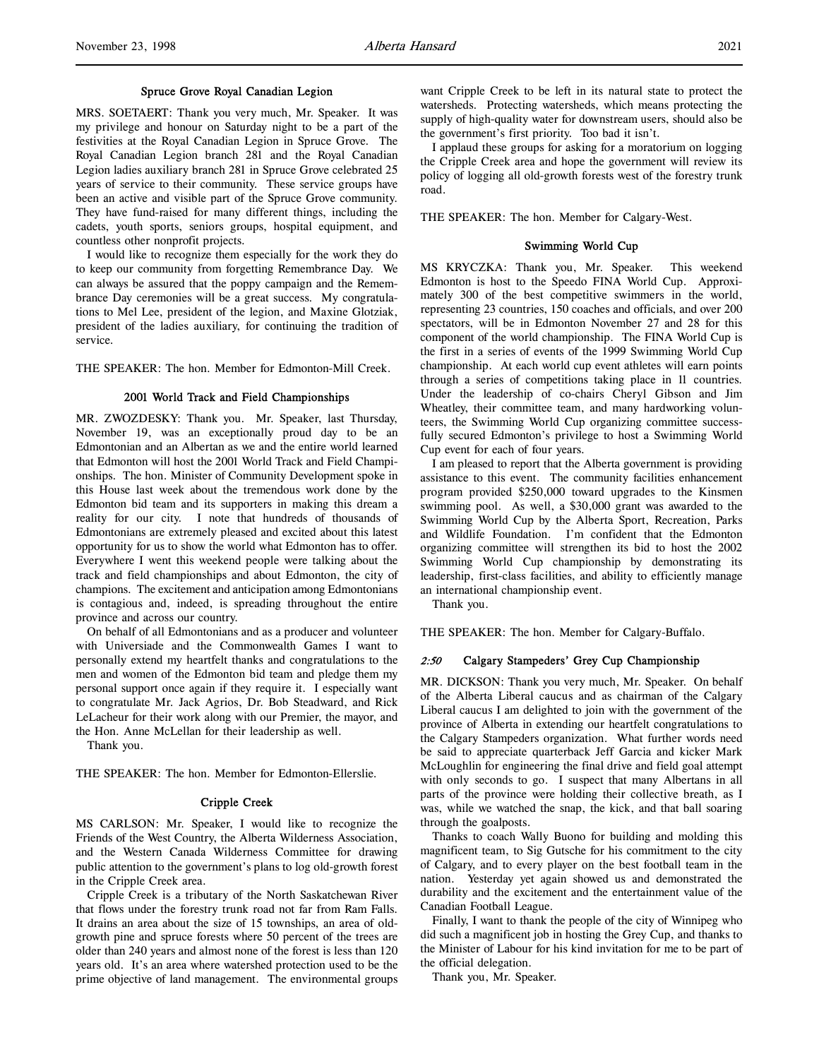### Spruce Grove Royal Canadian Legion

MRS. SOETAERT: Thank you very much, Mr. Speaker. It was my privilege and honour on Saturday night to be a part of the festivities at the Royal Canadian Legion in Spruce Grove. The Royal Canadian Legion branch 281 and the Royal Canadian Legion ladies auxiliary branch 281 in Spruce Grove celebrated 25 years of service to their community. These service groups have been an active and visible part of the Spruce Grove community. They have fund-raised for many different things, including the cadets, youth sports, seniors groups, hospital equipment, and countless other nonprofit projects.

I would like to recognize them especially for the work they do to keep our community from forgetting Remembrance Day. We can always be assured that the poppy campaign and the Remembrance Day ceremonies will be a great success. My congratulations to Mel Lee, president of the legion, and Maxine Glotziak, president of the ladies auxiliary, for continuing the tradition of service.

THE SPEAKER: The hon. Member for Edmonton-Mill Creek.

### 2001 World Track and Field Championships

MR. ZWOZDESKY: Thank you. Mr. Speaker, last Thursday, November 19, was an exceptionally proud day to be an Edmontonian and an Albertan as we and the entire world learned that Edmonton will host the 2001 World Track and Field Championships. The hon. Minister of Community Development spoke in this House last week about the tremendous work done by the Edmonton bid team and its supporters in making this dream a reality for our city. I note that hundreds of thousands of Edmontonians are extremely pleased and excited about this latest opportunity for us to show the world what Edmonton has to offer. Everywhere I went this weekend people were talking about the track and field championships and about Edmonton, the city of champions. The excitement and anticipation among Edmontonians is contagious and, indeed, is spreading throughout the entire province and across our country.

On behalf of all Edmontonians and as a producer and volunteer with Universiade and the Commonwealth Games I want to personally extend my heartfelt thanks and congratulations to the men and women of the Edmonton bid team and pledge them my personal support once again if they require it. I especially want to congratulate Mr. Jack Agrios, Dr. Bob Steadward, and Rick LeLacheur for their work along with our Premier, the mayor, and the Hon. Anne McLellan for their leadership as well.

Thank you.

THE SPEAKER: The hon. Member for Edmonton-Ellerslie.

### Cripple Creek

MS CARLSON: Mr. Speaker, I would like to recognize the Friends of the West Country, the Alberta Wilderness Association, and the Western Canada Wilderness Committee for drawing public attention to the government's plans to log old-growth forest in the Cripple Creek area.

Cripple Creek is a tributary of the North Saskatchewan River that flows under the forestry trunk road not far from Ram Falls. It drains an area about the size of 15 townships, an area of old-growth pine and spruce forests where 50 percent of the trees are older than 240 years and almost none of the forest is less than 120 years old. It's an area where watershed protection used to be the prime objective of land management. The environmental groups want Cripple Creek to be left in its natural state to protect the watersheds. Protecting watersheds, which means protecting the supply of high-quality water for downstream users, should also be the government's first priority. Too bad it isn't.

I applaud these groups for asking for a moratorium on logging the Cripple Creek area and hope the government will review its policy of logging all old-growth forests west of the forestry trunk road.

THE SPEAKER: The hon. Member for Calgary-West.

### Swimming World Cup

MS KRYCZKA: Thank you, Mr. Speaker. This weekend Edmonton is host to the Speedo FINA World Cup. Approximately 300 of the best competitive swimmers in the world, representing 23 countries, 150 coaches and officials, and over 200 spectators, will be in Edmonton November 27 and 28 for this component of the world championship. The FINA World Cup is the first in a series of events of the 1999 Swimming World Cup championship. At each world cup event athletes will earn points through a series of competitions taking place in 11 countries. Under the leadership of co-chairs Cheryl Gibson and Jim Wheatley, their committee team, and many hardworking volunteers, the Swimming World Cup organizing committee successfully secured Edmonton's privilege to host a Swimming World Cup event for each of four years.

I am pleased to report that the Alberta government is providing assistance to this event. The community facilities enhancement program provided $250,000 toward upgrades to the Kinsmen swimming pool. As well, a $30,000 grant was awarded to the Swimming World Cup by the Alberta Sport, Recreation, Parks and Wildlife Foundation. I'm confident that the Edmonton organizing committee will strengthen its bid to host the 2002 Swimming World Cup championship by demonstrating its leadership, first-class facilities, and ability to efficiently manage an international championship event.

Thank you.

THE SPEAKER: The hon. Member for Calgary-Buffalo.

### *2:50* Calgary Stampeders' Grey Cup Championship

MR. DICKSON: Thank you very much, Mr. Speaker. On behalf of the Alberta Liberal caucus and as chairman of the Calgary Liberal caucus I am delighted to join with the government of the province of Alberta in extending our heartfelt congratulations to the Calgary Stampeders organization. What further words need be said to appreciate quarterback Jeff Garcia and kicker Mark McLoughlin for engineering the final drive and field goal attempt with only seconds to go. I suspect that many Albertans in all parts of the province were holding their collective breath, as I was, while we watched the snap, the kick, and that ball soaring through the goalposts.

Thanks to coach Wally Buono for building and molding this magnificent team, to Sig Gutsche for his commitment to the city of Calgary, and to every player on the best football team in the nation. Yesterday yet again showed us and demonstrated the durability and the excitement and the entertainment value of the Canadian Football League.

Finally, I want to thank the people of the city of Winnipeg who did such a magnificent job in hosting the Grey Cup, and thanks to the Minister of Labour for his kind invitation for me to be part of the official delegation.

Thank you, Mr. Speaker.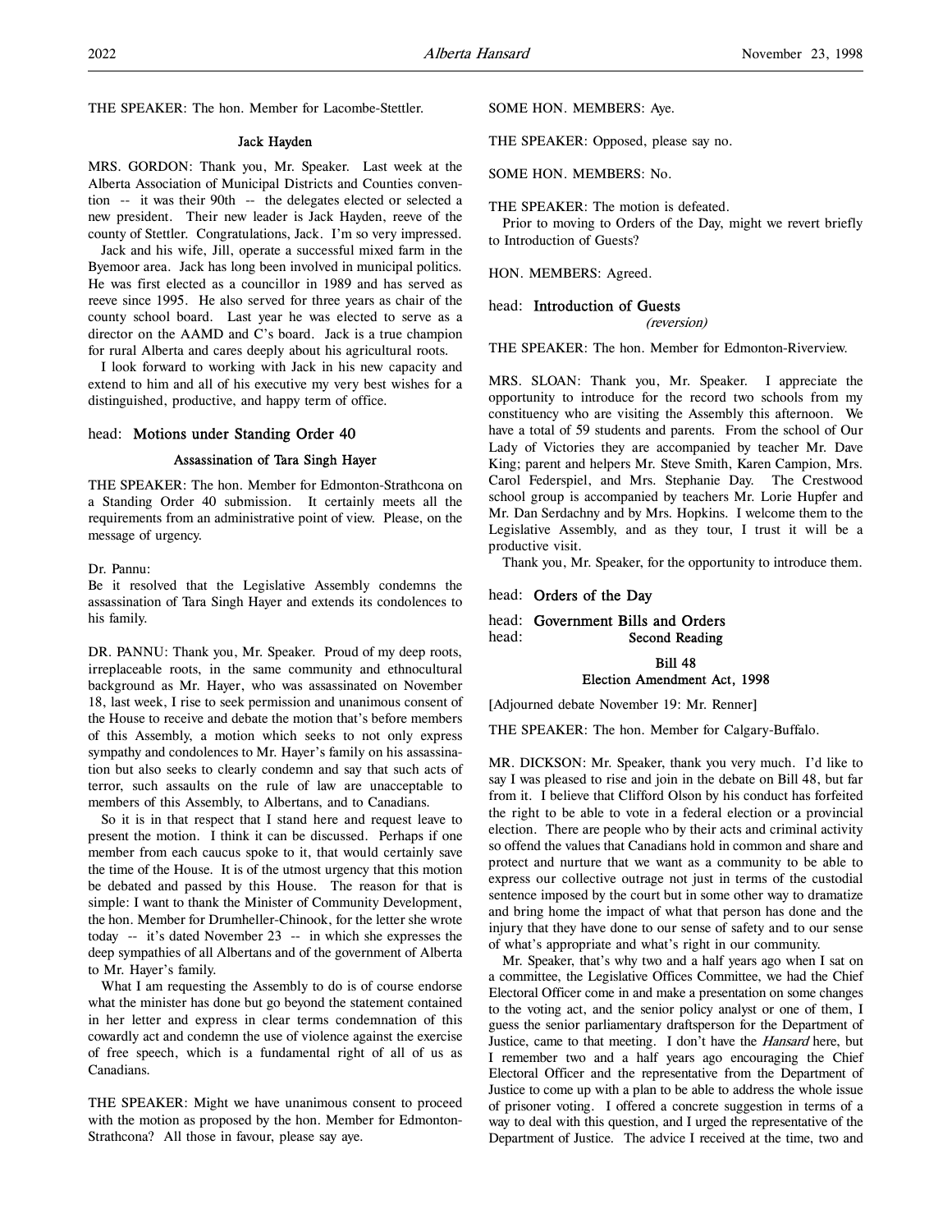THE SPEAKER: The hon. Member for Lacombe-Stettler.

### Jack Hayden

MRS. GORDON: Thank you, Mr. Speaker. Last week at the Alberta Association of Municipal Districts and Counties convention -- it was their 90th -- the delegates elected or selected a new president. Their new leader is Jack Hayden, reeve of the county of Stettler. Congratulations, Jack. I'm so very impressed.

Jack and his wife, Jill, operate a successful mixed farm in the Byemoor area. Jack has long been involved in municipal politics. He was first elected as a councillor in 1989 and has served as reeve since 1995. He also served for three years as chair of the county school board. Last year he was elected to serve as a director on the AAMD and C's board. Jack is a true champion for rural Alberta and cares deeply about his agricultural roots.

I look forward to working with Jack in his new capacity and extend to him and all of his executive my very best wishes for a distinguished, productive, and happy term of office.

## head: Motions under Standing Order 40

### Assassination of Tara Singh Hayer

THE SPEAKER: The hon. Member for Edmonton-Strathcona on a Standing Order 40 submission. It certainly meets all the requirements from an administrative point of view. Please, on the message of urgency.

Dr. Pannu:
Be it resolved that the Legislative Assembly condemns the assassination of Tara Singh Hayer and extends its condolences to his family.

DR. PANNU: Thank you, Mr. Speaker. Proud of my deep roots, irreplaceable roots, in the same community and ethnocultural background as Mr. Hayer, who was assassinated on November 18, last week, I rise to seek permission and unanimous consent of the House to receive and debate the motion that's before members of this Assembly, a motion which seeks to not only express sympathy and condolences to Mr. Hayer's family on his assassination but also seeks to clearly condemn and say that such acts of terror, such assaults on the rule of law are unacceptable to members of this Assembly, to Albertans, and to Canadians.

So it is in that respect that I stand here and request leave to present the motion. I think it can be discussed. Perhaps if one member from each caucus spoke to it, that would certainly save the time of the House. It is of the utmost urgency that this motion be debated and passed by this House. The reason for that is simple: I want to thank the Minister of Community Development, the hon. Member for Drumheller-Chinook, for the letter she wrote today -- it's dated November 23 -- in which she expresses the deep sympathies of all Albertans and of the government of Alberta to Mr. Hayer's family.

What I am requesting the Assembly to do is of course endorse what the minister has done but go beyond the statement contained in her letter and express in clear terms condemnation of this cowardly act and condemn the use of violence against the exercise of free speech, which is a fundamental right of all of us as Canadians.

THE SPEAKER: Might we have unanimous consent to proceed with the motion as proposed by the hon. Member for Edmonton-Strathcona? All those in favour, please say aye.

SOME HON. MEMBERS: Aye.

THE SPEAKER: Opposed, please say no.

SOME HON. MEMBERS: No.

THE SPEAKER: The motion is defeated.

Prior to moving to Orders of the Day, might we revert briefly to Introduction of Guests?

HON. MEMBERS: Agreed.

## head: Introduction of Guests
*(reversion)*

THE SPEAKER: The hon. Member for Edmonton-Riverview.

MRS. SLOAN: Thank you, Mr. Speaker. I appreciate the opportunity to introduce for the record two schools from my constituency who are visiting the Assembly this afternoon. We have a total of 59 students and parents. From the school of Our Lady of Victories they are accompanied by teacher Mr. Dave King; parent and helpers Mr. Steve Smith, Karen Campion, Mrs. Carol Federspiel, and Mrs. Stephanie Day. The Crestwood school group is accompanied by teachers Mr. Lorie Hupfer and Mr. Dan Serdachny and by Mrs. Hopkins. I welcome them to the Legislative Assembly, and as they tour, I trust it will be a productive visit.

Thank you, Mr. Speaker, for the opportunity to introduce them.

## head: Orders of the Day

## head: Government Bills and Orders
## head: Second Reading

### Bill 48
### Election Amendment Act, 1998

[Adjourned debate November 19: Mr. Renner]

THE SPEAKER: The hon. Member for Calgary-Buffalo.

MR. DICKSON: Mr. Speaker, thank you very much. I'd like to say I was pleased to rise and join in the debate on Bill 48, but far from it. I believe that Clifford Olson by his conduct has forfeited the right to be able to vote in a federal election or a provincial election. There are people who by their acts and criminal activity so offend the values that Canadians hold in common and share and protect and nurture that we want as a community to be able to express our collective outrage not just in terms of the custodial sentence imposed by the court but in some other way to dramatize and bring home the impact of what that person has done and the injury that they have done to our sense of safety and to our sense of what's appropriate and what's right in our community.

Mr. Speaker, that's why two and a half years ago when I sat on a committee, the Legislative Offices Committee, we had the Chief Electoral Officer come in and make a presentation on some changes to the voting act, and the senior policy analyst or one of them, I guess the senior parliamentary draftsperson for the Department of Justice, came to that meeting. I don't have the *Hansard* here, but I remember two and a half years ago encouraging the Chief Electoral Officer and the representative from the Department of Justice to come up with a plan to be able to address the whole issue of prisoner voting. I offered a concrete suggestion in terms of a way to deal with this question, and I urged the representative of the Department of Justice. The advice I received at the time, two and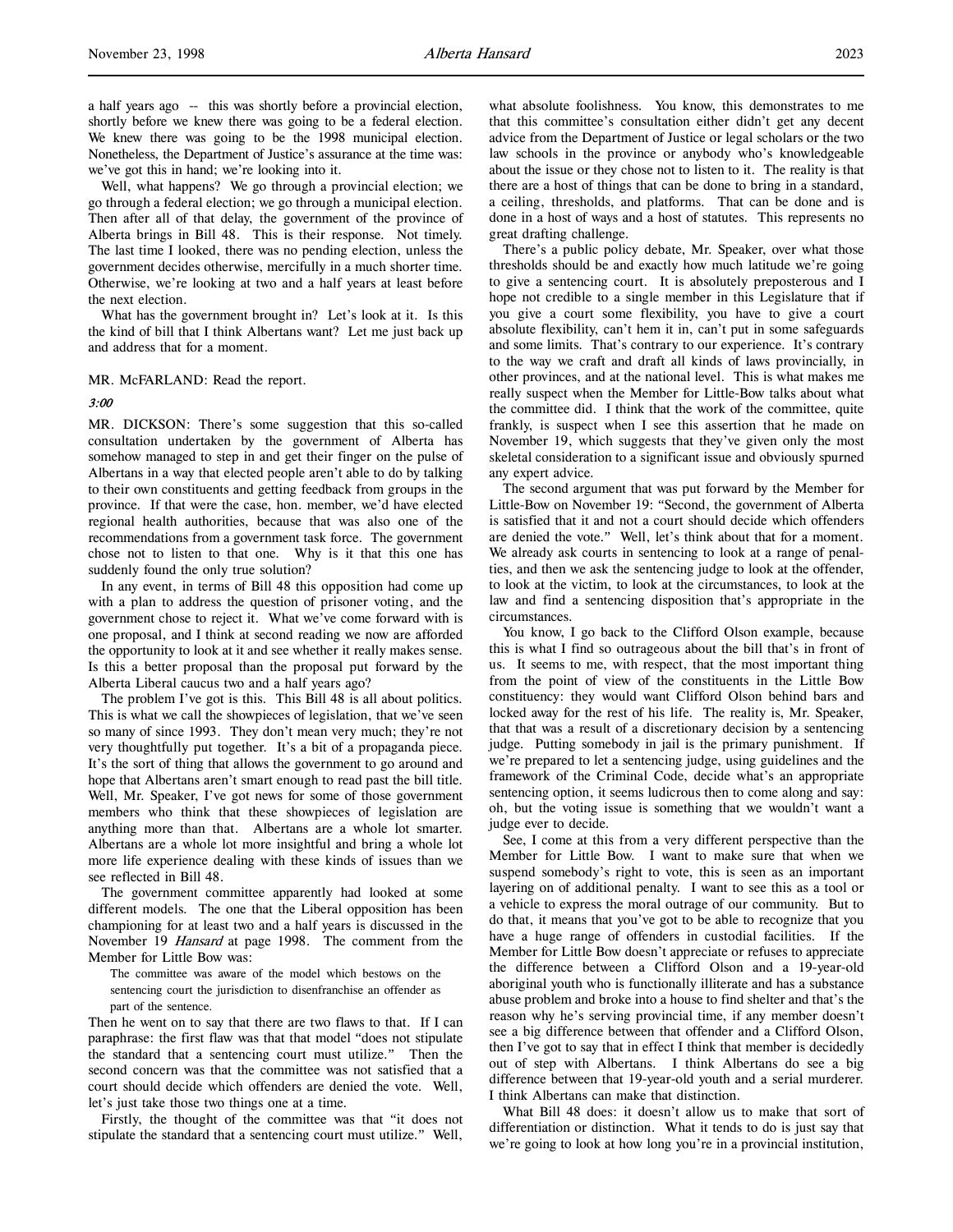a half years ago -- this was shortly before a provincial election, shortly before we knew there was going to be a federal election. We knew there was going to be the 1998 municipal election. Nonetheless, the Department of Justice's assurance at the time was: we've got this in hand; we're looking into it.

Well, what happens? We go through a provincial election; we go through a federal election; we go through a municipal election. Then after all of that delay, the government of the province of Alberta brings in Bill 48. This is their response. Not timely. The last time I looked, there was no pending election, unless the government decides otherwise, mercifully in a much shorter time. Otherwise, we're looking at two and a half years at least before the next election.

What has the government brought in? Let's look at it. Is this the kind of bill that I think Albertans want? Let me just back up and address that for a moment.

MR. McFARLAND: Read the report.

*3:00*

MR. DICKSON: There's some suggestion that this so-called consultation undertaken by the government of Alberta has somehow managed to step in and get their finger on the pulse of Albertans in a way that elected people aren't able to do by talking to their own constituents and getting feedback from groups in the province. If that were the case, hon. member, we'd have elected regional health authorities, because that was also one of the recommendations from a government task force. The government chose not to listen to that one. Why is it that this one has suddenly found the only true solution?

In any event, in terms of Bill 48 this opposition had come up with a plan to address the question of prisoner voting, and the government chose to reject it. What we've come forward with is one proposal, and I think at second reading we now are afforded the opportunity to look at it and see whether it really makes sense. Is this a better proposal than the proposal put forward by the Alberta Liberal caucus two and a half years ago?

The problem I've got is this. This Bill 48 is all about politics. This is what we call the showpieces of legislation, that we've seen so many of since 1993. They don't mean very much; they're not very thoughtfully put together. It's a bit of a propaganda piece. It's the sort of thing that allows the government to go around and hope that Albertans aren't smart enough to read past the bill title. Well, Mr. Speaker, I've got news for some of those government members who think that these showpieces of legislation are anything more than that. Albertans are a whole lot smarter. Albertans are a whole lot more insightful and bring a whole lot more life experience dealing with these kinds of issues than we see reflected in Bill 48.

The government committee apparently had looked at some different models. The one that the Liberal opposition has been championing for at least two and a half years is discussed in the November 19 *Hansard* at page 1998. The comment from the Member for Little Bow was:

> The committee was aware of the model which bestows on the sentencing court the jurisdiction to disenfranchise an offender as part of the sentence.

Then he went on to say that there are two flaws to that. If I can paraphrase: the first flaw was that that model "does not stipulate the standard that a sentencing court must utilize." Then the second concern was that the committee was not satisfied that a court should decide which offenders are denied the vote. Well, let's just take those two things one at a time.

Firstly, the thought of the committee was that "it does not stipulate the standard that a sentencing court must utilize." Well, what absolute foolishness. You know, this demonstrates to me that this committee's consultation either didn't get any decent advice from the Department of Justice or legal scholars or the two law schools in the province or anybody who's knowledgeable about the issue or they chose not to listen to it. The reality is that there are a host of things that can be done to bring in a standard, a ceiling, thresholds, and platforms. That can be done and is done in a host of ways and a host of statutes. This represents no great drafting challenge.

There's a public policy debate, Mr. Speaker, over what those thresholds should be and exactly how much latitude we're going to give a sentencing court. It is absolutely preposterous and I hope not credible to a single member in this Legislature that if you give a court some flexibility, you have to give a court absolute flexibility, can't hem it in, can't put in some safeguards and some limits. That's contrary to our experience. It's contrary to the way we craft and draft all kinds of laws provincially, in other provinces, and at the national level. This is what makes me really suspect when the Member for Little-Bow talks about what the committee did. I think that the work of the committee, quite frankly, is suspect when I see this assertion that he made on November 19, which suggests that they've given only the most skeletal consideration to a significant issue and obviously spurned any expert advice.

The second argument that was put forward by the Member for Little-Bow on November 19: "Second, the government of Alberta is satisfied that it and not a court should decide which offenders are denied the vote." Well, let's think about that for a moment. We already ask courts in sentencing to look at a range of penalties, and then we ask the sentencing judge to look at the offender, to look at the victim, to look at the circumstances, to look at the law and find a sentencing disposition that's appropriate in the circumstances.

You know, I go back to the Clifford Olson example, because this is what I find so outrageous about the bill that's in front of us. It seems to me, with respect, that the most important thing from the point of view of the constituents in the Little Bow constituency: they would want Clifford Olson behind bars and locked away for the rest of his life. The reality is, Mr. Speaker, that that was a result of a discretionary decision by a sentencing judge. Putting somebody in jail is the primary punishment. If we're prepared to let a sentencing judge, using guidelines and the framework of the Criminal Code, decide what's an appropriate sentencing option, it seems ludicrous then to come along and say: oh, but the voting issue is something that we wouldn't want a judge ever to decide.

See, I come at this from a very different perspective than the Member for Little Bow. I want to make sure that when we suspend somebody's right to vote, this is seen as an important layering on of additional penalty. I want to see this as a tool or a vehicle to express the moral outrage of our community. But to do that, it means that you've got to be able to recognize that you have a huge range of offenders in custodial facilities. If the Member for Little Bow doesn't appreciate or refuses to appreciate the difference between a Clifford Olson and a 19-year-old aboriginal youth who is functionally illiterate and has a substance abuse problem and broke into a house to find shelter and that's the reason why he's serving provincial time, if any member doesn't see a big difference between that offender and a Clifford Olson, then I've got to say that in effect I think that member is decidedly out of step with Albertans. I think Albertans do see a big difference between that 19-year-old youth and a serial murderer. I think Albertans can make that distinction.

What Bill 48 does: it doesn't allow us to make that sort of differentiation or distinction. What it tends to do is just say that we're going to look at how long you're in a provincial institution,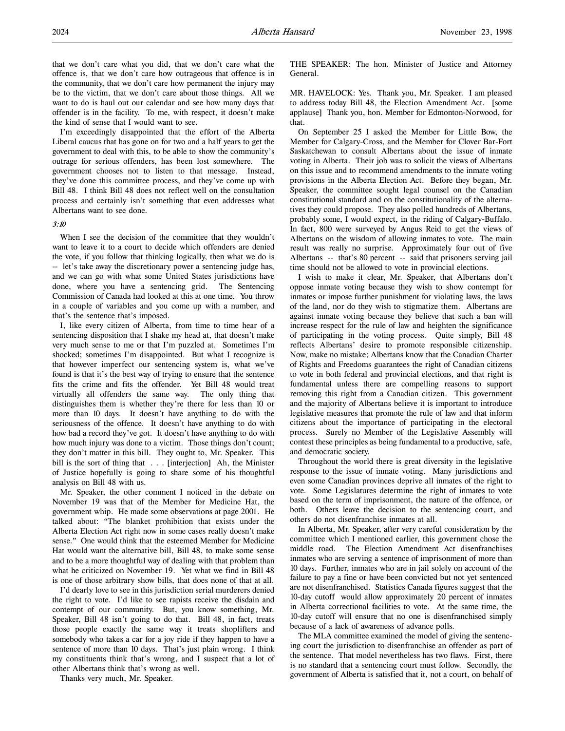that we don't care what you did, that we don't care what the offence is, that we don't care how outrageous that offence is in the community, that we don't care how permanent the injury may be to the victim, that we don't care about those things. All we want to do is haul out our calendar and see how many days that offender is in the facility. To me, with respect, it doesn't make the kind of sense that I would want to see.

I'm exceedingly disappointed that the effort of the Alberta Liberal caucus that has gone on for two and a half years to get the government to deal with this, to be able to show the community's outrage for serious offenders, has been lost somewhere. The government chooses not to listen to that message. Instead, they've done this committee process, and they've come up with Bill 48. I think Bill 48 does not reflect well on the consultation process and certainly isn't something that even addresses what Albertans want to see done.

*3:10*

When I see the decision of the committee that they wouldn't want to leave it to a court to decide which offenders are denied the vote, if you follow that thinking logically, then what we do is -- let's take away the discretionary power a sentencing judge has, and we can go with what some United States jurisdictions have done, where you have a sentencing grid. The Sentencing Commission of Canada had looked at this at one time. You throw in a couple of variables and you come up with a number, and that's the sentence that's imposed.

I, like every citizen of Alberta, from time to time hear of a sentencing disposition that I shake my head at, that doesn't make very much sense to me or that I'm puzzled at. Sometimes I'm shocked; sometimes I'm disappointed. But what I recognize is that however imperfect our sentencing system is, what we've found is that it's the best way of trying to ensure that the sentence fits the crime and fits the offender. Yet Bill 48 would treat virtually all offenders the same way. The only thing that distinguishes them is whether they're there for less than 10 or more than 10 days. It doesn't have anything to do with the seriousness of the offence. It doesn't have anything to do with how bad a record they've got. It doesn't have anything to do with how much injury was done to a victim. Those things don't count; they don't matter in this bill. They ought to, Mr. Speaker. This bill is the sort of thing that . . . [interjection] Ah, the Minister of Justice hopefully is going to share some of his thoughtful analysis on Bill 48 with us.

Mr. Speaker, the other comment I noticed in the debate on November 19 was that of the Member for Medicine Hat, the government whip. He made some observations at page 2001. He talked about: "The blanket prohibition that exists under the Alberta Election Act right now in some cases really doesn't make sense." One would think that the esteemed Member for Medicine Hat would want the alternative bill, Bill 48, to make some sense and to be a more thoughtful way of dealing with that problem than what he criticized on November 19. Yet what we find in Bill 48 is one of those arbitrary show bills, that does none of that at all.

I'd dearly love to see in this jurisdiction serial murderers denied the right to vote. I'd like to see rapists receive the disdain and contempt of our community. But, you know something, Mr. Speaker, Bill 48 isn't going to do that. Bill 48, in fact, treats those people exactly the same way it treats shoplifters and somebody who takes a car for a joy ride if they happen to have a sentence of more than 10 days. That's just plain wrong. I think my constituents think that's wrong, and I suspect that a lot of other Albertans think that's wrong as well.

Thanks very much, Mr. Speaker.

THE SPEAKER: The hon. Minister of Justice and Attorney General.

MR. HAVELOCK: Yes. Thank you, Mr. Speaker. I am pleased to address today Bill 48, the Election Amendment Act. [some applause] Thank you, hon. Member for Edmonton-Norwood, for that.

On September 25 I asked the Member for Little Bow, the Member for Calgary-Cross, and the Member for Clover Bar-Fort Saskatchewan to consult Albertans about the issue of inmate voting in Alberta. Their job was to solicit the views of Albertans on this issue and to recommend amendments to the inmate voting provisions in the Alberta Election Act. Before they began, Mr. Speaker, the committee sought legal counsel on the Canadian constitutional standard and on the constitutionality of the alternatives they could propose. They also polled hundreds of Albertans, probably some, I would expect, in the riding of Calgary-Buffalo. In fact, 800 were surveyed by Angus Reid to get the views of Albertans on the wisdom of allowing inmates to vote. The main result was really no surprise. Approximately four out of five Albertans -- that's 80 percent -- said that prisoners serving jail time should not be allowed to vote in provincial elections.

I wish to make it clear, Mr. Speaker, that Albertans don't oppose inmate voting because they wish to show contempt for inmates or impose further punishment for violating laws, the laws of the land, nor do they wish to stigmatize them. Albertans are against inmate voting because they believe that such a ban will increase respect for the rule of law and heighten the significance of participating in the voting process. Quite simply, Bill 48 reflects Albertans' desire to promote responsible citizenship. Now, make no mistake; Albertans know that the Canadian Charter of Rights and Freedoms guarantees the right of Canadian citizens to vote in both federal and provincial elections, and that right is fundamental unless there are compelling reasons to support removing this right from a Canadian citizen. This government and the majority of Albertans believe it is important to introduce legislative measures that promote the rule of law and that inform citizens about the importance of participating in the electoral process. Surely no Member of the Legislative Assembly will contest these principles as being fundamental to a productive, safe, and democratic society.

Throughout the world there is great diversity in the legislative response to the issue of inmate voting. Many jurisdictions and even some Canadian provinces deprive all inmates of the right to vote. Some Legislatures determine the right of inmates to vote based on the term of imprisonment, the nature of the offence, or both. Others leave the decision to the sentencing court, and others do not disenfranchise inmates at all.

In Alberta, Mr. Speaker, after very careful consideration by the committee which I mentioned earlier, this government chose the middle road. The Election Amendment Act disenfranchises inmates who are serving a sentence of imprisonment of more than 10 days. Further, inmates who are in jail solely on account of the failure to pay a fine or have been convicted but not yet sentenced are not disenfranchised. Statistics Canada figures suggest that the 10-day cutoff would allow approximately 20 percent of inmates in Alberta correctional facilities to vote. At the same time, the 10-day cutoff will ensure that no one is disenfranchised simply because of a lack of awareness of advance polls.

The MLA committee examined the model of giving the sentencing court the jurisdiction to disenfranchise an offender as part of the sentence. That model nevertheless has two flaws. First, there is no standard that a sentencing court must follow. Secondly, the government of Alberta is satisfied that it, not a court, on behalf of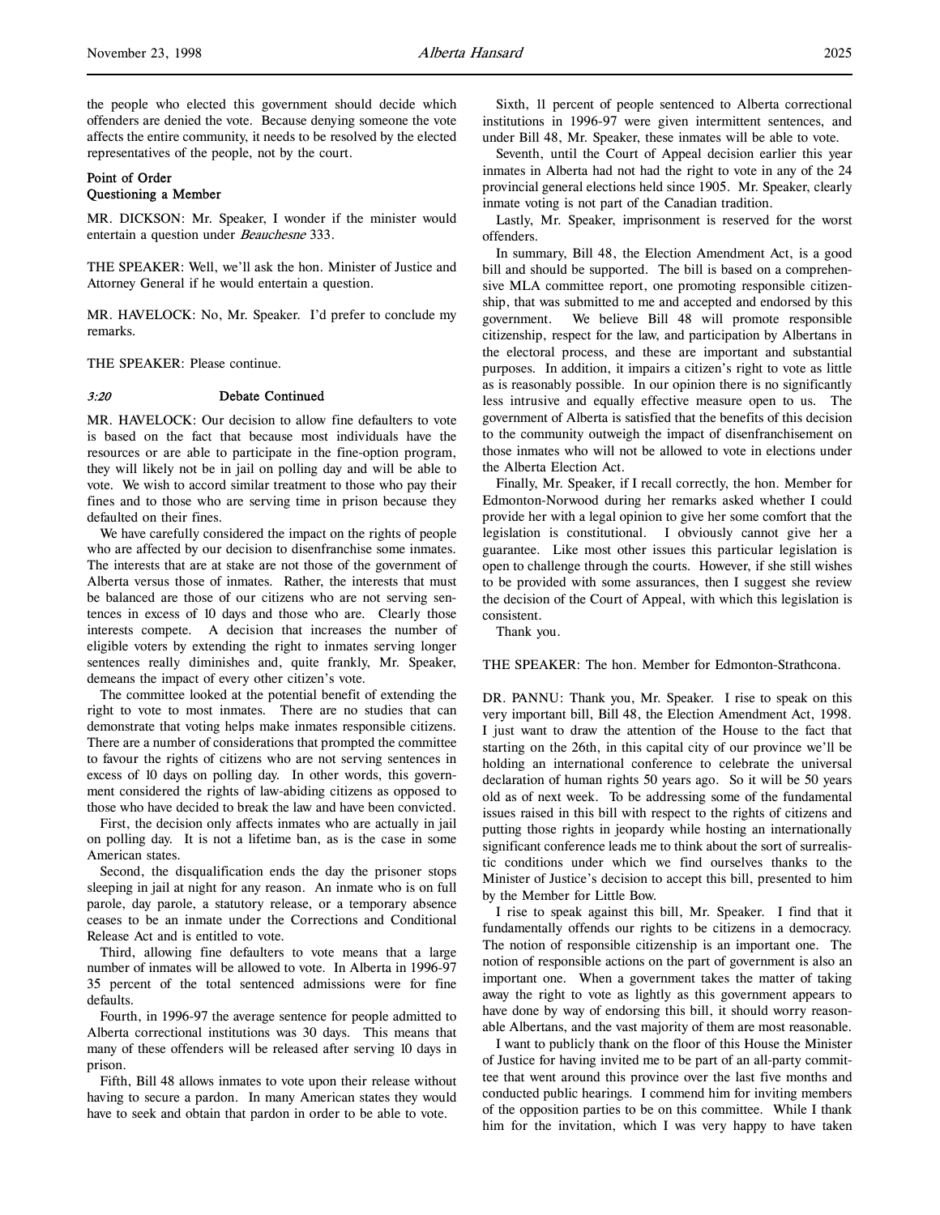the people who elected this government should decide which offenders are denied the vote. Because denying someone the vote affects the entire community, it needs to be resolved by the elected representatives of the people, not by the court.

**Point of Order**
**Questioning a Member**

MR. DICKSON: Mr. Speaker, I wonder if the minister would entertain a question under *Beauchesne* 333.

THE SPEAKER: Well, we'll ask the hon. Minister of Justice and Attorney General if he would entertain a question.

MR. HAVELOCK: No, Mr. Speaker. I'd prefer to conclude my remarks.

THE SPEAKER: Please continue.

*3:20* **Debate Continued**

MR. HAVELOCK: Our decision to allow fine defaulters to vote is based on the fact that because most individuals have the resources or are able to participate in the fine-option program, they will likely not be in jail on polling day and will be able to vote. We wish to accord similar treatment to those who pay their fines and to those who are serving time in prison because they defaulted on their fines.

We have carefully considered the impact on the rights of people who are affected by our decision to disenfranchise some inmates. The interests that are at stake are not those of the government of Alberta versus those of inmates. Rather, the interests that must be balanced are those of our citizens who are not serving sentences in excess of 10 days and those who are. Clearly those interests compete. A decision that increases the number of eligible voters by extending the right to inmates serving longer sentences really diminishes and, quite frankly, Mr. Speaker, demeans the impact of every other citizen's vote.

The committee looked at the potential benefit of extending the right to vote to most inmates. There are no studies that can demonstrate that voting helps make inmates responsible citizens. There are a number of considerations that prompted the committee to favour the rights of citizens who are not serving sentences in excess of 10 days on polling day. In other words, this government considered the rights of law-abiding citizens as opposed to those who have decided to break the law and have been convicted.

First, the decision only affects inmates who are actually in jail on polling day. It is not a lifetime ban, as is the case in some American states.

Second, the disqualification ends the day the prisoner stops sleeping in jail at night for any reason. An inmate who is on full parole, day parole, a statutory release, or a temporary absence ceases to be an inmate under the Corrections and Conditional Release Act and is entitled to vote.

Third, allowing fine defaulters to vote means that a large number of inmates will be allowed to vote. In Alberta in 1996-97 35 percent of the total sentenced admissions were for fine defaults.

Fourth, in 1996-97 the average sentence for people admitted to Alberta correctional institutions was 30 days. This means that many of these offenders will be released after serving 10 days in prison.

Fifth, Bill 48 allows inmates to vote upon their release without having to secure a pardon. In many American states they would have to seek and obtain that pardon in order to be able to vote.

Sixth, 11 percent of people sentenced to Alberta correctional institutions in 1996-97 were given intermittent sentences, and under Bill 48, Mr. Speaker, these inmates will be able to vote.

Seventh, until the Court of Appeal decision earlier this year inmates in Alberta had not had the right to vote in any of the 24 provincial general elections held since 1905. Mr. Speaker, clearly inmate voting is not part of the Canadian tradition.

Lastly, Mr. Speaker, imprisonment is reserved for the worst offenders.

In summary, Bill 48, the Election Amendment Act, is a good bill and should be supported. The bill is based on a comprehensive MLA committee report, one promoting responsible citizenship, that was submitted to me and accepted and endorsed by this government. We believe Bill 48 will promote responsible citizenship, respect for the law, and participation by Albertans in the electoral process, and these are important and substantial purposes. In addition, it impairs a citizen's right to vote as little as is reasonably possible. In our opinion there is no significantly less intrusive and equally effective measure open to us. The government of Alberta is satisfied that the benefits of this decision to the community outweigh the impact of disenfranchisement on those inmates who will not be allowed to vote in elections under the Alberta Election Act.

Finally, Mr. Speaker, if I recall correctly, the hon. Member for Edmonton-Norwood during her remarks asked whether I could provide her with a legal opinion to give her some comfort that the legislation is constitutional. I obviously cannot give her a guarantee. Like most other issues this particular legislation is open to challenge through the courts. However, if she still wishes to be provided with some assurances, then I suggest she review the decision of the Court of Appeal, with which this legislation is consistent.

Thank you.

THE SPEAKER: The hon. Member for Edmonton-Strathcona.

DR. PANNU: Thank you, Mr. Speaker. I rise to speak on this very important bill, Bill 48, the Election Amendment Act, 1998. I just want to draw the attention of the House to the fact that starting on the 26th, in this capital city of our province we'll be holding an international conference to celebrate the universal declaration of human rights 50 years ago. So it will be 50 years old as of next week. To be addressing some of the fundamental issues raised in this bill with respect to the rights of citizens and putting those rights in jeopardy while hosting an internationally significant conference leads me to think about the sort of surrealistic conditions under which we find ourselves thanks to the Minister of Justice's decision to accept this bill, presented to him by the Member for Little Bow.

I rise to speak against this bill, Mr. Speaker. I find that it fundamentally offends our rights to be citizens in a democracy. The notion of responsible citizenship is an important one. The notion of responsible actions on the part of government is also an important one. When a government takes the matter of taking away the right to vote as lightly as this government appears to have done by way of endorsing this bill, it should worry reasonable Albertans, and the vast majority of them are most reasonable.

I want to publicly thank on the floor of this House the Minister of Justice for having invited me to be part of an all-party committee that went around this province over the last five months and conducted public hearings. I commend him for inviting members of the opposition parties to be on this committee. While I thank him for the invitation, which I was very happy to have taken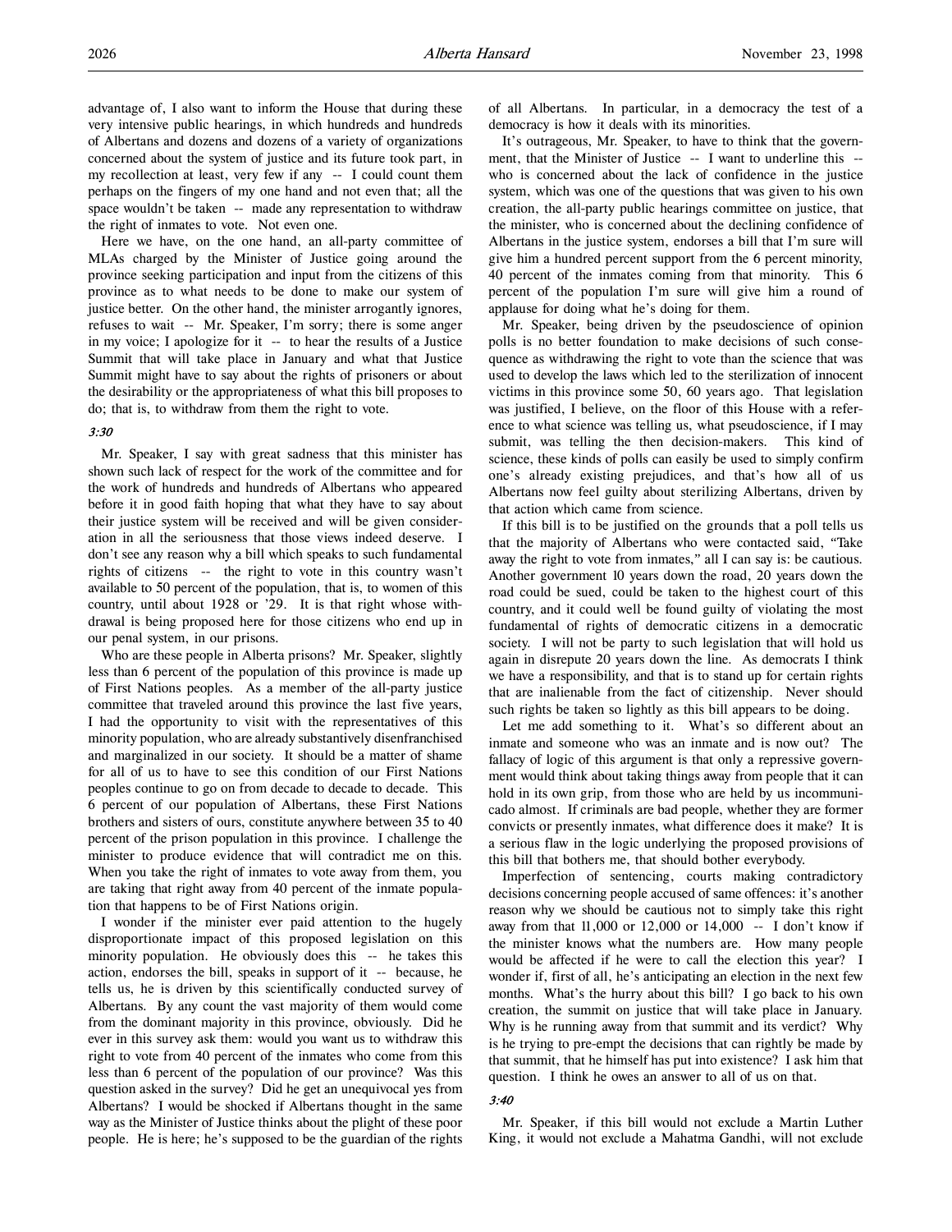advantage of, I also want to inform the House that during these very intensive public hearings, in which hundreds and hundreds of Albertans and dozens and dozens of a variety of organizations concerned about the system of justice and its future took part, in my recollection at least, very few if any -- I could count them perhaps on the fingers of my one hand and not even that; all the space wouldn't be taken -- made any representation to withdraw the right of inmates to vote. Not even one.

Here we have, on the one hand, an all-party committee of MLAs charged by the Minister of Justice going around the province seeking participation and input from the citizens of this province as to what needs to be done to make our system of justice better. On the other hand, the minister arrogantly ignores, refuses to wait -- Mr. Speaker, I'm sorry; there is some anger in my voice; I apologize for it -- to hear the results of a Justice Summit that will take place in January and what that Justice Summit might have to say about the rights of prisoners or about the desirability or the appropriateness of what this bill proposes to do; that is, to withdraw from them the right to vote.

*3:30*

Mr. Speaker, I say with great sadness that this minister has shown such lack of respect for the work of the committee and for the work of hundreds and hundreds of Albertans who appeared before it in good faith hoping that what they have to say about their justice system will be received and will be given consideration in all the seriousness that those views indeed deserve. I don't see any reason why a bill which speaks to such fundamental rights of citizens -- the right to vote in this country wasn't available to 50 percent of the population, that is, to women of this country, until about 1928 or '29. It is that right whose withdrawal is being proposed here for those citizens who end up in our penal system, in our prisons.

Who are these people in Alberta prisons? Mr. Speaker, slightly less than 6 percent of the population of this province is made up of First Nations peoples. As a member of the all-party justice committee that traveled around this province the last five years, I had the opportunity to visit with the representatives of this minority population, who are already substantively disenfranchised and marginalized in our society. It should be a matter of shame for all of us to have to see this condition of our First Nations peoples continue to go on from decade to decade. This 6 percent of our population of Albertans, these First Nations brothers and sisters of ours, constitute anywhere between 35 to 40 percent of the prison population in this province. I challenge the minister to produce evidence that will contradict me on this. When you take the right of inmates to vote away from them, you are taking that right away from 40 percent of the inmate population that happens to be of First Nations origin.

I wonder if the minister ever paid attention to the hugely disproportionate impact of this proposed legislation on this minority population. He obviously does this -- he takes this action, endorses the bill, speaks in support of it -- because, he tells us, he is driven by this scientifically conducted survey of Albertans. By any count the vast majority of them would come from the dominant majority in this province, obviously. Did he ever in this survey ask them: would you want us to withdraw this right to vote from 40 percent of the inmates who come from this less than 6 percent of the population of our province? Was this question asked in the survey? Did he get an unequivocal yes from Albertans? I would be shocked if Albertans thought in the same way as the Minister of Justice thinks about the plight of these poor people. He is here; he's supposed to be the guardian of the rights of all Albertans. In particular, in a democracy the test of a democracy is how it deals with its minorities.

It's outrageous, Mr. Speaker, to have to think that the government, that the Minister of Justice -- I want to underline this -- who is concerned about the lack of confidence in the justice system, which was one of the questions that was given to his own creation, the all-party public hearings committee on justice, that the minister, who is concerned about the declining confidence of Albertans in the justice system, endorses a bill that I'm sure will give him a hundred percent support from the 6 percent minority, 40 percent of the inmates coming from that minority. This 6 percent of the population I'm sure will give him a round of applause for doing what he's doing for them.

Mr. Speaker, being driven by the pseudoscience of opinion polls is no better foundation to make decisions of such consequence as withdrawing the right to vote than the science that was used to develop the laws which led to the sterilization of innocent victims in this province some 50, 60 years ago. That legislation was justified, I believe, on the floor of this House with a reference to what science was telling us, what pseudoscience, if I may submit, was telling the then decision-makers. This kind of science, these kinds of polls can easily be used to simply confirm one's already existing prejudices, and that's how all of us Albertans now feel guilty about sterilizing Albertans, driven by that action which came from science.

If this bill is to be justified on the grounds that a poll tells us that the majority of Albertans who were contacted said, "Take away the right to vote from inmates," all I can say is: be cautious. Another government 10 years down the road, 20 years down the road could be sued, could be taken to the highest court of this country, and it could well be found guilty of violating the most fundamental of rights of democratic citizens in a democratic society. I will not be party to such legislation that will hold us again in disrepute 20 years down the line. As democrats I think we have a responsibility, and that is to stand up for certain rights that are inalienable from the fact of citizenship. Never should such rights be taken so lightly as this bill appears to be doing.

Let me add something to it. What's so different about an inmate and someone who was an inmate and is now out? The fallacy of logic of this argument is that only a repressive government would think about taking things away from people that it can hold in its own grip, from those who are held by us incommunicado almost. If criminals are bad people, whether they are former convicts or presently inmates, what difference does it make? It is a serious flaw in the logic underlying the proposed provisions of this bill that bothers me, that should bother everybody.

Imperfection of sentencing, courts making contradictory decisions concerning people accused of same offences: it's another reason why we should be cautious not to simply take this right away from that 11,000 or 12,000 or 14,000 -- I don't know if the minister knows what the numbers are. How many people would be affected if he were to call the election this year? I wonder if, first of all, he's anticipating an election in the next few months. What's the hurry about this bill? I go back to his own creation, the summit on justice that will take place in January. Why is he running away from that summit and its verdict? Why is he trying to pre-empt the decisions that can rightly be made by that summit, that he himself has put into existence? I ask him that question. I think he owes an answer to all of us on that.

*3:40*

Mr. Speaker, if this bill would not exclude a Martin Luther King, it would not exclude a Mahatma Gandhi, will not exclude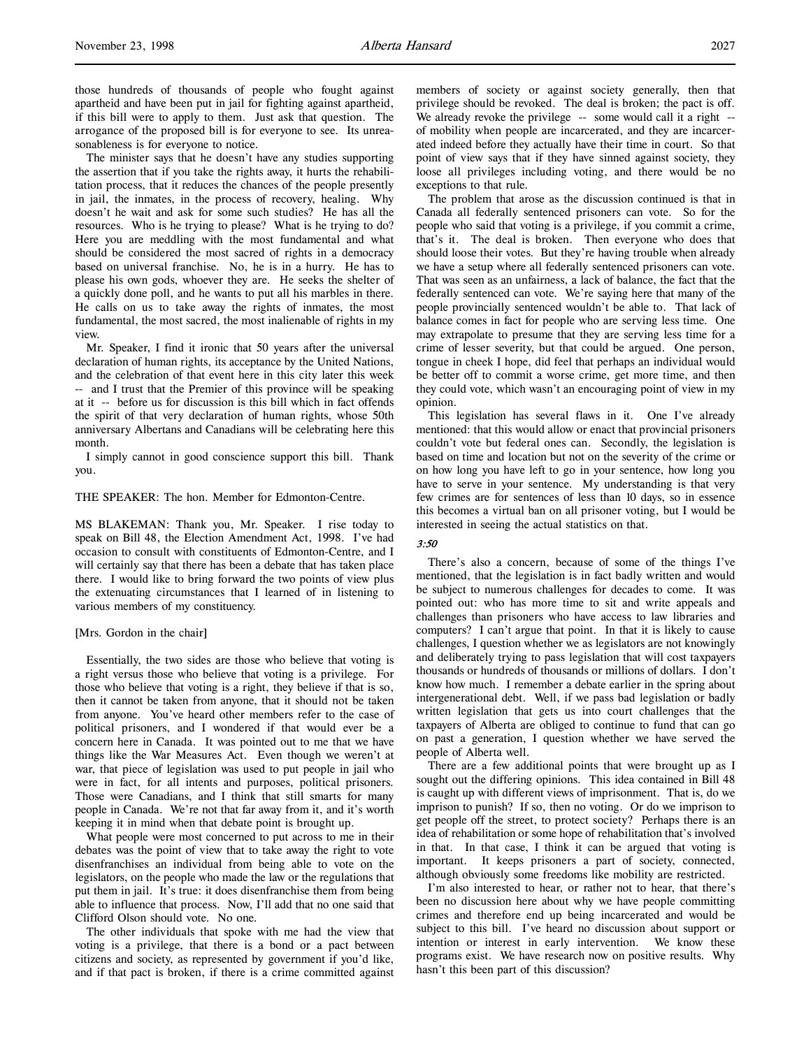those hundreds of thousands of people who fought against apartheid and have been put in jail for fighting against apartheid, if this bill were to apply to them. Just ask that question. The arrogance of the proposed bill is for everyone to see. Its unreasonableness is for everyone to notice.

The minister says that he doesn't have any studies supporting the assertion that if you take the rights away, it hurts the rehabilitation process, that it reduces the chances of the people presently in jail, the inmates, in the process of recovery, healing. Why doesn't he wait and ask for some such studies? He has all the resources. Who is he trying to please? What is he trying to do? Here you are meddling with the most fundamental and what should be considered the most sacred of rights in a democracy based on universal franchise. No, he is in a hurry. He has to please his own gods, whoever they are. He seeks the shelter of a quickly done poll, and he wants to put all his marbles in there. He calls on us to take away the rights of inmates, the most fundamental, the most sacred, the most inalienable of rights in my view.

Mr. Speaker, I find it ironic that 50 years after the universal declaration of human rights, its acceptance by the United Nations, and the celebration of that event here in this city later this week -- and I trust that the Premier of this province will be speaking at it -- before us for discussion is this bill which in fact offends the spirit of that very declaration of human rights, whose 50th anniversary Albertans and Canadians will be celebrating here this month.

I simply cannot in good conscience support this bill. Thank you.

THE SPEAKER: The hon. Member for Edmonton-Centre.

MS BLAKEMAN: Thank you, Mr. Speaker. I rise today to speak on Bill 48, the Election Amendment Act, 1998. I've had occasion to consult with constituents of Edmonton-Centre, and I will certainly say that there has been a debate that has taken place there. I would like to bring forward the two points of view plus the extenuating circumstances that I learned of in listening to various members of my constituency.

[Mrs. Gordon in the chair]

Essentially, the two sides are those who believe that voting is a right versus those who believe that voting is a privilege. For those who believe that voting is a right, they believe if that is so, then it cannot be taken from anyone, that it should not be taken from anyone. You've heard other members refer to the case of political prisoners, and I wondered if that would ever be a concern here in Canada. It was pointed out to me that we have things like the War Measures Act. Even though we weren't at war, that piece of legislation was used to put people in jail who were in fact, for all intents and purposes, political prisoners. Those were Canadians, and I think that still smarts for many people in Canada. We're not that far away from it, and it's worth keeping it in mind when that debate point is brought up.

What people were most concerned to put across to me in their debates was the point of view that to take away the right to vote disenfranchises an individual from being able to vote on the legislators, on the people who made the law or the regulations that put them in jail. It's true: it does disenfranchise them from being able to influence that process. Now, I'll add that no one said that Clifford Olson should vote. No one.

The other individuals that spoke with me had the view that voting is a privilege, that there is a bond or a pact between citizens and society, as represented by government if you'd like, and if that pact is broken, if there is a crime committed against members of society or against society generally, then that privilege should be revoked. The deal is broken; the pact is off. We already revoke the privilege -- some would call it a right -- of mobility when people are incarcerated, and they are incarcerated indeed before they actually have their time in court. So that point of view says that if they have sinned against society, they loose all privileges including voting, and there would be no exceptions to that rule.

The problem that arose as the discussion continued is that in Canada all federally sentenced prisoners can vote. So for the people who said that voting is a privilege, if you commit a crime, that's it. The deal is broken. Then everyone who does that should loose their votes. But they're having trouble when already we have a setup where all federally sentenced prisoners can vote. That was seen as an unfairness, a lack of balance, the fact that the federally sentenced can vote. We're saying here that many of the people provincially sentenced wouldn't be able to. That lack of balance comes in fact for people who are serving less time. One may extrapolate to presume that they are serving less time for a crime of lesser severity, but that could be argued. One person, tongue in cheek I hope, did feel that perhaps an individual would be better off to commit a worse crime, get more time, and then they could vote, which wasn't an encouraging point of view in my opinion.

This legislation has several flaws in it. One I've already mentioned: that this would allow or enact that provincial prisoners couldn't vote but federal ones can. Secondly, the legislation is based on time and location but not on the severity of the crime or on how long you have left to go in your sentence, how long you have to serve in your sentence. My understanding is that very few crimes are for sentences of less than 10 days, so in essence this becomes a virtual ban on all prisoner voting, but I would be interested in seeing the actual statistics on that.

*3:50*

There's also a concern, because of some of the things I've mentioned, that the legislation is in fact badly written and would be subject to numerous challenges for decades to come. It was pointed out: who has more time to sit and write appeals and challenges than prisoners who have access to law libraries and computers? I can't argue that point. In that it is likely to cause challenges, I question whether we as legislators are not knowingly and deliberately trying to pass legislation that will cost taxpayers thousands or hundreds of thousands or millions of dollars. I don't know how much. I remember a debate earlier in the spring about intergenerational debt. Well, if we pass bad legislation or badly written legislation that gets us into court challenges that the taxpayers of Alberta are obliged to continue to fund that can go on past a generation, I question whether we have served the people of Alberta well.

There are a few additional points that were brought up as I sought out the differing opinions. This idea contained in Bill 48 is caught up with different views of imprisonment. That is, do we imprison to punish? If so, then no voting. Or do we imprison to get people off the street, to protect society? Perhaps there is an idea of rehabilitation or some hope of rehabilitation that's involved in that. In that case, I think it can be argued that voting is important. It keeps prisoners a part of society, connected, although obviously some freedoms like mobility are restricted.

I'm also interested to hear, or rather not to hear, that there's been no discussion here about why we have people committing crimes and therefore end up being incarcerated and would be subject to this bill. I've heard no discussion about support or intention or interest in early intervention. We know these programs exist. We have research now on positive results. Why hasn't this been part of this discussion?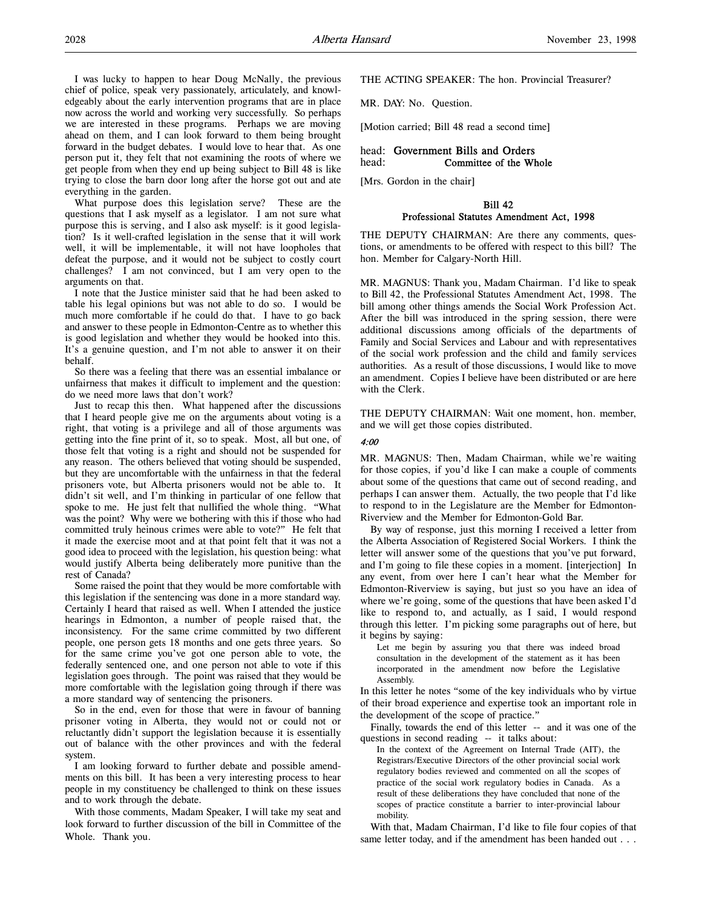I was lucky to happen to hear Doug McNally, the previous chief of police, speak very passionately, articulately, and knowledgeably about the early intervention programs that are in place now across the world and working very successfully. So perhaps we are interested in these programs. Perhaps we are moving ahead on them, and I can look forward to them being brought forward in the budget debates. I would love to hear that. As one person put it, they felt that not examining the roots of where we get people from when they end up being subject to Bill 48 is like trying to close the barn door long after the horse got out and ate everything in the garden.

What purpose does this legislation serve? These are the questions that I ask myself as a legislator. I am not sure what purpose this is serving, and I also ask myself: is it good legislation? Is it well-crafted legislation in the sense that it will work well, it will be implementable, it will not have loopholes that defeat the purpose, and it would not be subject to costly court challenges? I am not convinced, but I am very open to the arguments on that.

I note that the Justice minister said that he had been asked to table his legal opinions but was not able to do so. I would be much more comfortable if he could do that. I have to go back and answer to these people in Edmonton-Centre as to whether this is good legislation and whether they would be hooked into this. It's a genuine question, and I'm not able to answer it on their behalf.

So there was a feeling that there was an essential imbalance or unfairness that makes it difficult to implement and the question: do we need more laws that don't work?

Just to recap this then. What happened after the discussions that I heard people give me on the arguments about voting is a right, that voting is a privilege and all of those arguments was getting into the fine print of it, so to speak. Most, all but one, of those felt that voting is a right and should not be suspended for any reason. The others believed that voting should be suspended, but they are uncomfortable with the unfairness in that the federal prisoners vote, but Alberta prisoners would not be able to. It didn't sit well, and I'm thinking in particular of one fellow that spoke to me. He just felt that nullified the whole thing. "What was the point? Why were we bothering with this if those who had committed truly heinous crimes were able to vote?" He felt that it made the exercise moot and at that point felt that it was not a good idea to proceed with the legislation, his question being: what would justify Alberta being deliberately more punitive than the rest of Canada?

Some raised the point that they would be more comfortable with this legislation if the sentencing was done in a more standard way. Certainly I heard that raised as well. When I attended the justice hearings in Edmonton, a number of people raised that, the inconsistency. For the same crime committed by two different people, one person gets 18 months and one gets three years. So for the same crime you've got one person able to vote, the federally sentenced one, and one person not able to vote if this legislation goes through. The point was raised that they would be more comfortable with the legislation going through if there was a more standard way of sentencing the prisoners.

So in the end, even for those that were in favour of banning prisoner voting in Alberta, they would not or could not or reluctantly didn't support the legislation because it is essentially out of balance with the other provinces and with the federal system.

I am looking forward to further debate and possible amendments on this bill. It has been a very interesting process to hear people in my constituency be challenged to think on these issues and to work through the debate.

With those comments, Madam Speaker, I will take my seat and look forward to further discussion of the bill in Committee of the Whole. Thank you.

THE ACTING SPEAKER: The hon. Provincial Treasurer?

MR. DAY: No. Question.

[Motion carried; Bill 48 read a second time]

head: **Government Bills and Orders**
head: **Committee of the Whole**

[Mrs. Gordon in the chair]

### Bill 42
### Professional Statutes Amendment Act, 1998

THE DEPUTY CHAIRMAN: Are there any comments, questions, or amendments to be offered with respect to this bill? The hon. Member for Calgary-North Hill.

MR. MAGNUS: Thank you, Madam Chairman. I'd like to speak to Bill 42, the Professional Statutes Amendment Act, 1998. The bill among other things amends the Social Work Profession Act. After the bill was introduced in the spring session, there were additional discussions among officials of the departments of Family and Social Services and Labour and with representatives of the social work profession and the child and family services authorities. As a result of those discussions, I would like to move an amendment. Copies I believe have been distributed or are here with the Clerk.

THE DEPUTY CHAIRMAN: Wait one moment, hon. member, and we will get those copies distributed.

*4:00*

MR. MAGNUS: Then, Madam Chairman, while we're waiting for those copies, if you'd like I can make a couple of comments about some of the questions that came out of second reading, and perhaps I can answer them. Actually, the two people that I'd like to respond to in the Legislature are the Member for Edmonton-Riverview and the Member for Edmonton-Gold Bar.

By way of response, just this morning I received a letter from the Alberta Association of Registered Social Workers. I think the letter will answer some of the questions that you've put forward, and I'm going to file these copies in a moment. [interjection] In any event, from over here I can't hear what the Member for Edmonton-Riverview is saying, but just so you have an idea of where we're going, some of the questions that have been asked I'd like to respond to, and actually, as I said, I would respond through this letter. I'm picking some paragraphs out of here, but it begins by saying:

> Let me begin by assuring you that there was indeed broad consultation in the development of the statement as it has been incorporated in the amendment now before the Legislative Assembly.

In this letter he notes "some of the key individuals who by virtue of their broad experience and expertise took an important role in the development of the scope of practice."

Finally, towards the end of this letter -- and it was one of the questions in second reading -- it talks about:

> In the context of the Agreement on Internal Trade (AIT), the Registrars/Executive Directors of the other provincial social work regulatory bodies reviewed and commented on all the scopes of practice of the social work regulatory bodies in Canada. As a result of these deliberations they have concluded that none of the scopes of practice constitute a barrier to inter-provincial labour mobility.

With that, Madam Chairman, I'd like to file four copies of that same letter today, and if the amendment has been handed out . . .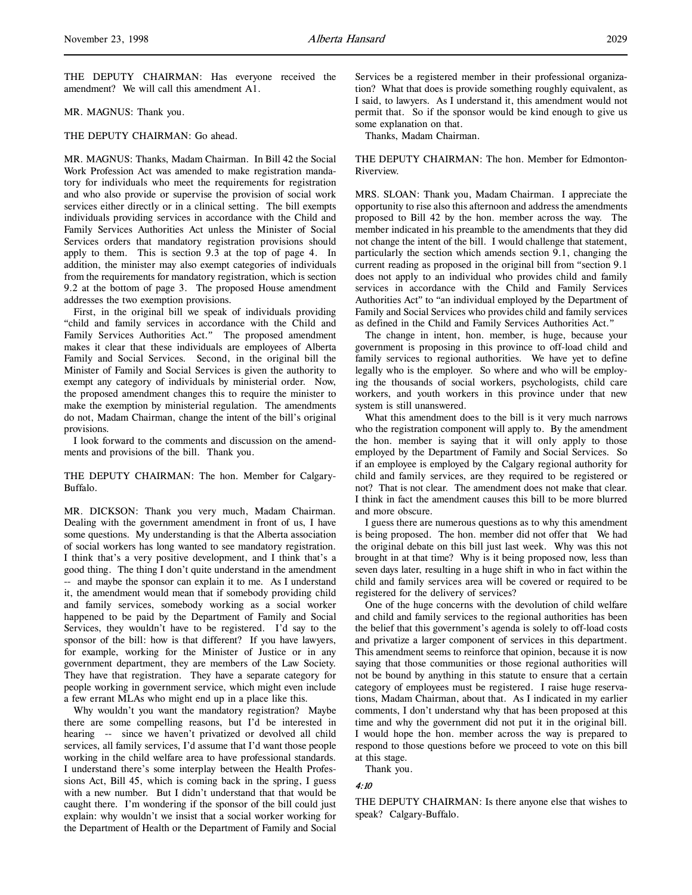THE DEPUTY CHAIRMAN: Has everyone received the amendment? We will call this amendment A1.

MR. MAGNUS: Thank you.

THE DEPUTY CHAIRMAN: Go ahead.

MR. MAGNUS: Thanks, Madam Chairman. In Bill 42 the Social Work Profession Act was amended to make registration mandatory for individuals who meet the requirements for registration and who also provide or supervise the provision of social work services either directly or in a clinical setting. The bill exempts individuals providing services in accordance with the Child and Family Services Authorities Act unless the Minister of Social Services orders that mandatory registration provisions should apply to them. This is section 9.3 at the top of page 4. In addition, the minister may also exempt categories of individuals from the requirements for mandatory registration, which is section 9.2 at the bottom of page 3. The proposed House amendment addresses the two exemption provisions.

First, in the original bill we speak of individuals providing "child and family services in accordance with the Child and Family Services Authorities Act." The proposed amendment makes it clear that these individuals are employees of Alberta Family and Social Services. Second, in the original bill the Minister of Family and Social Services is given the authority to exempt any category of individuals by ministerial order. Now, the proposed amendment changes this to require the minister to make the exemption by ministerial regulation. The amendments do not, Madam Chairman, change the intent of the bill's original provisions.

I look forward to the comments and discussion on the amendments and provisions of the bill. Thank you.

THE DEPUTY CHAIRMAN: The hon. Member for Calgary-Buffalo.

MR. DICKSON: Thank you very much, Madam Chairman. Dealing with the government amendment in front of us, I have some questions. My understanding is that the Alberta association of social workers has long wanted to see mandatory registration. I think that's a very positive development, and I think that's a good thing. The thing I don't quite understand in the amendment -- and maybe the sponsor can explain it to me. As I understand it, the amendment would mean that if somebody providing child and family services, somebody working as a social worker happened to be paid by the Department of Family and Social Services, they wouldn't have to be registered. I'd say to the sponsor of the bill: how is that different? If you have lawyers, for example, working for the Minister of Justice or in any government department, they are members of the Law Society. They have that registration. They have a separate category for people working in government service, which might even include a few errant MLAs who might end up in a place like this.

Why wouldn't you want the mandatory registration? Maybe there are some compelling reasons, but I'd be interested in hearing -- since we haven't privatized or devolved all child services, all family services, I'd assume that I'd want those people working in the child welfare area to have professional standards. I understand there's some interplay between the Health Professions Act, Bill 45, which is coming back in the spring, I guess with a new number. But I didn't understand that that would be caught there. I'm wondering if the sponsor of the bill could just explain: why wouldn't we insist that a social worker working for the Department of Health or the Department of Family and Social Services be a registered member in their professional organization? What that does is provide something roughly equivalent, as I said, to lawyers. As I understand it, this amendment would not permit that. So if the sponsor would be kind enough to give us some explanation on that.

Thanks, Madam Chairman.

THE DEPUTY CHAIRMAN: The hon. Member for Edmonton-Riverview.

MRS. SLOAN: Thank you, Madam Chairman. I appreciate the opportunity to rise also this afternoon and address the amendments proposed to Bill 42 by the hon. member across the way. The member indicated in his preamble to the amendments that they did not change the intent of the bill. I would challenge that statement, particularly the section which amends section 9.1, changing the current reading as proposed in the original bill from "section 9.1 does not apply to an individual who provides child and family services in accordance with the Child and Family Services Authorities Act" to "an individual employed by the Department of Family and Social Services who provides child and family services as defined in the Child and Family Services Authorities Act."

The change in intent, hon. member, is huge, because your government is proposing in this province to off-load child and family services to regional authorities. We have yet to define legally who is the employer. So where and who will be employing the thousands of social workers, psychologists, child care workers, and youth workers in this province under that new system is still unanswered.

What this amendment does to the bill is it very much narrows who the registration component will apply to. By the amendment the hon. member is saying that it will only apply to those employed by the Department of Family and Social Services. So if an employee is employed by the Calgary regional authority for child and family services, are they required to be registered or not? That is not clear. The amendment does not make that clear. I think in fact the amendment causes this bill to be more blurred and more obscure.

I guess there are numerous questions as to why this amendment is being proposed. The hon. member did not offer that We had the original debate on this bill just last week. Why was this not brought in at that time? Why is it being proposed now, less than seven days later, resulting in a huge shift in who in fact within the child and family services area will be covered or required to be registered for the delivery of services?

One of the huge concerns with the devolution of child welfare and child and family services to the regional authorities has been the belief that this government's agenda is solely to off-load costs and privatize a larger component of services in this department. This amendment seems to reinforce that opinion, because it is now saying that those communities or those regional authorities will not be bound by anything in this statute to ensure that a certain category of employees must be registered. I raise huge reservations, Madam Chairman, about that. As I indicated in my earlier comments, I don't understand why that has been proposed at this time and why the government did not put it in the original bill. I would hope the hon. member across the way is prepared to respond to those questions before we proceed to vote on this bill at this stage.

Thank you.

*4:10*

THE DEPUTY CHAIRMAN: Is there anyone else that wishes to speak? Calgary-Buffalo.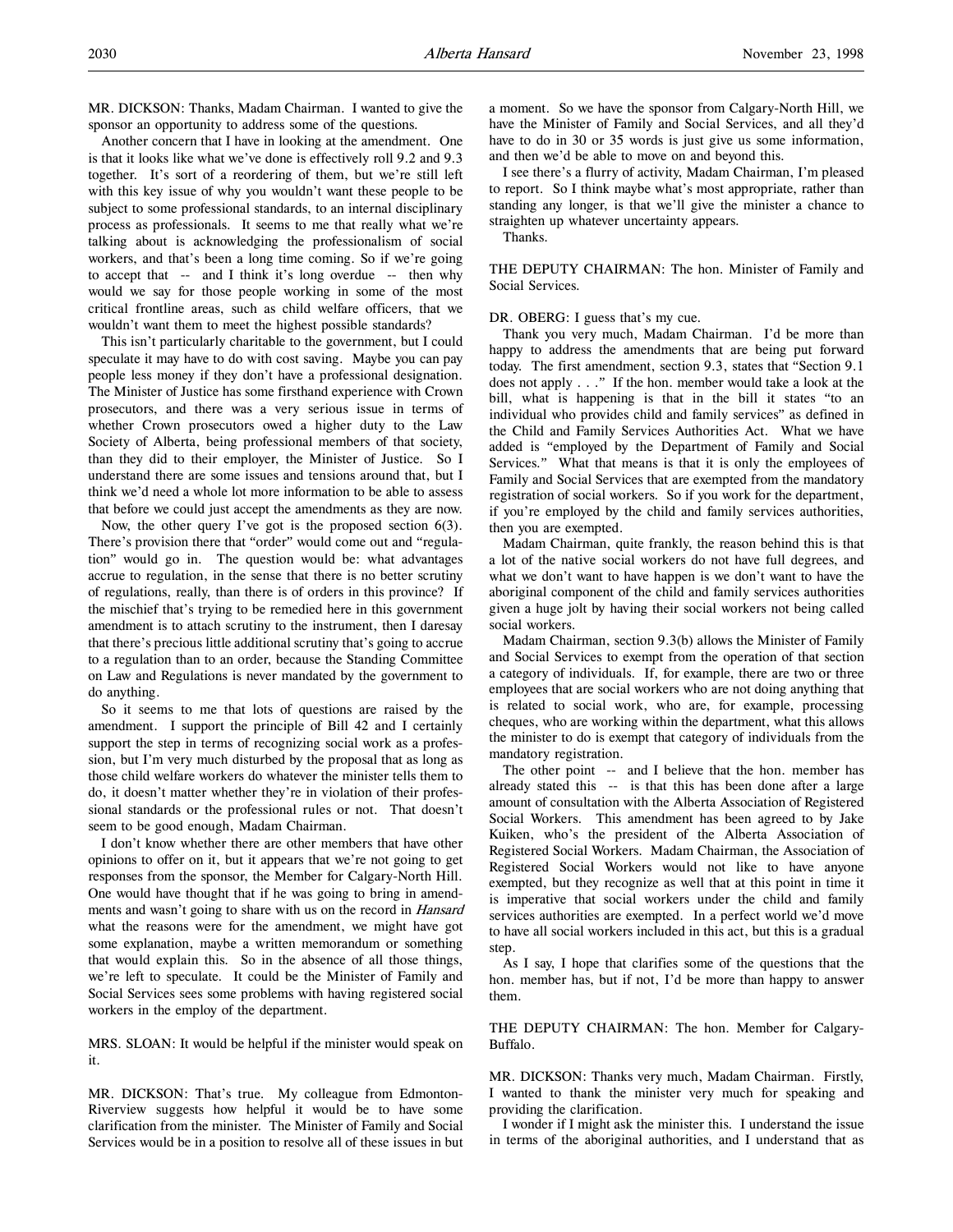MR. DICKSON: Thanks, Madam Chairman. I wanted to give the sponsor an opportunity to address some of the questions.

Another concern that I have in looking at the amendment. One is that it looks like what we've done is effectively roll 9.2 and 9.3 together. It's sort of a reordering of them, but we're still left with this key issue of why you wouldn't want these people to be subject to some professional standards, to an internal disciplinary process as professionals. It seems to me that really what we're talking about is acknowledging the professionalism of social workers, and that's been a long time coming. So if we're going to accept that -- and I think it's long overdue -- then why would we say for those people working in some of the most critical frontline areas, such as child welfare officers, that we wouldn't want them to meet the highest possible standards?

This isn't particularly charitable to the government, but I could speculate it may have to do with cost saving. Maybe you can pay people less money if they don't have a professional designation. The Minister of Justice has some firsthand experience with Crown prosecutors, and there was a very serious issue in terms of whether Crown prosecutors owed a higher duty to the Law Society of Alberta, being professional members of that society, than they did to their employer, the Minister of Justice. So I understand there are some issues and tensions around that, but I think we'd need a whole lot more information to be able to assess that before we could just accept the amendments as they are now.

Now, the other query I've got is the proposed section 6(3). There's provision there that "order" would come out and "regulation" would go in. The question would be: what advantages accrue to regulation, in the sense that there is no better scrutiny of regulations, really, than there is of orders in this province? If the mischief that's trying to be remedied here in this government amendment is to attach scrutiny to the instrument, then I daresay that there's precious little additional scrutiny that's going to accrue to a regulation than to an order, because the Standing Committee on Law and Regulations is never mandated by the government to do anything.

So it seems to me that lots of questions are raised by the amendment. I support the principle of Bill 42 and I certainly support the step in terms of recognizing social work as a profession, but I'm very much disturbed by the proposal that as long as those child welfare workers do whatever the minister tells them to do, it doesn't matter whether they're in violation of their professional standards or the professional rules or not. That doesn't seem to be good enough, Madam Chairman.

I don't know whether there are other members that have other opinions to offer on it, but it appears that we're not going to get responses from the sponsor, the Member for Calgary-North Hill. One would have thought that if he was going to bring in amendments and wasn't going to share with us on the record in *Hansard* what the reasons were for the amendment, we might have got some explanation, maybe a written memorandum or something that would explain this. So in the absence of all those things, we're left to speculate. It could be the Minister of Family and Social Services sees some problems with having registered social workers in the employ of the department.

MRS. SLOAN: It would be helpful if the minister would speak on it.

MR. DICKSON: That's true. My colleague from Edmonton-Riverview suggests how helpful it would be to have some clarification from the minister. The Minister of Family and Social Services would be in a position to resolve all of these issues in but a moment. So we have the sponsor from Calgary-North Hill, we have the Minister of Family and Social Services, and all they'd have to do in 30 or 35 words is just give us some information, and then we'd be able to move on and beyond this.

I see there's a flurry of activity, Madam Chairman, I'm pleased to report. So I think maybe what's most appropriate, rather than standing any longer, is that we'll give the minister a chance to straighten up whatever uncertainty appears.

Thanks.

THE DEPUTY CHAIRMAN: The hon. Minister of Family and Social Services.

DR. OBERG: I guess that's my cue.

Thank you very much, Madam Chairman. I'd be more than happy to address the amendments that are being put forward today. The first amendment, section 9.3, states that "Section 9.1 does not apply . . ." If the hon. member would take a look at the bill, what is happening is that in the bill it states "to an individual who provides child and family services" as defined in the Child and Family Services Authorities Act. What we have added is "employed by the Department of Family and Social Services." What that means is that it is only the employees of Family and Social Services that are exempted from the mandatory registration of social workers. So if you work for the department, if you're employed by the child and family services authorities, then you are exempted.

Madam Chairman, quite frankly, the reason behind this is that a lot of the native social workers do not have full degrees, and what we don't want to have happen is we don't want to have the aboriginal component of the child and family services authorities given a huge jolt by having their social workers not being called social workers.

Madam Chairman, section 9.3(b) allows the Minister of Family and Social Services to exempt from the operation of that section a category of individuals. If, for example, there are two or three employees that are social workers who are not doing anything that is related to social work, who are, for example, processing cheques, who are working within the department, what this allows the minister to do is exempt that category of individuals from the mandatory registration.

The other point -- and I believe that the hon. member has already stated this -- is that this has been done after a large amount of consultation with the Alberta Association of Registered Social Workers. This amendment has been agreed to by Jake Kuiken, who's the president of the Alberta Association of Registered Social Workers. Madam Chairman, the Association of Registered Social Workers would not like to have anyone exempted, but they recognize as well that at this point in time it is imperative that social workers under the child and family services authorities are exempted. In a perfect world we'd move to have all social workers included in this act, but this is a gradual step.

As I say, I hope that clarifies some of the questions that the hon. member has, but if not, I'd be more than happy to answer them.

THE DEPUTY CHAIRMAN: The hon. Member for Calgary-Buffalo.

MR. DICKSON: Thanks very much, Madam Chairman. Firstly, I wanted to thank the minister very much for speaking and providing the clarification.

I wonder if I might ask the minister this. I understand the issue in terms of the aboriginal authorities, and I understand that as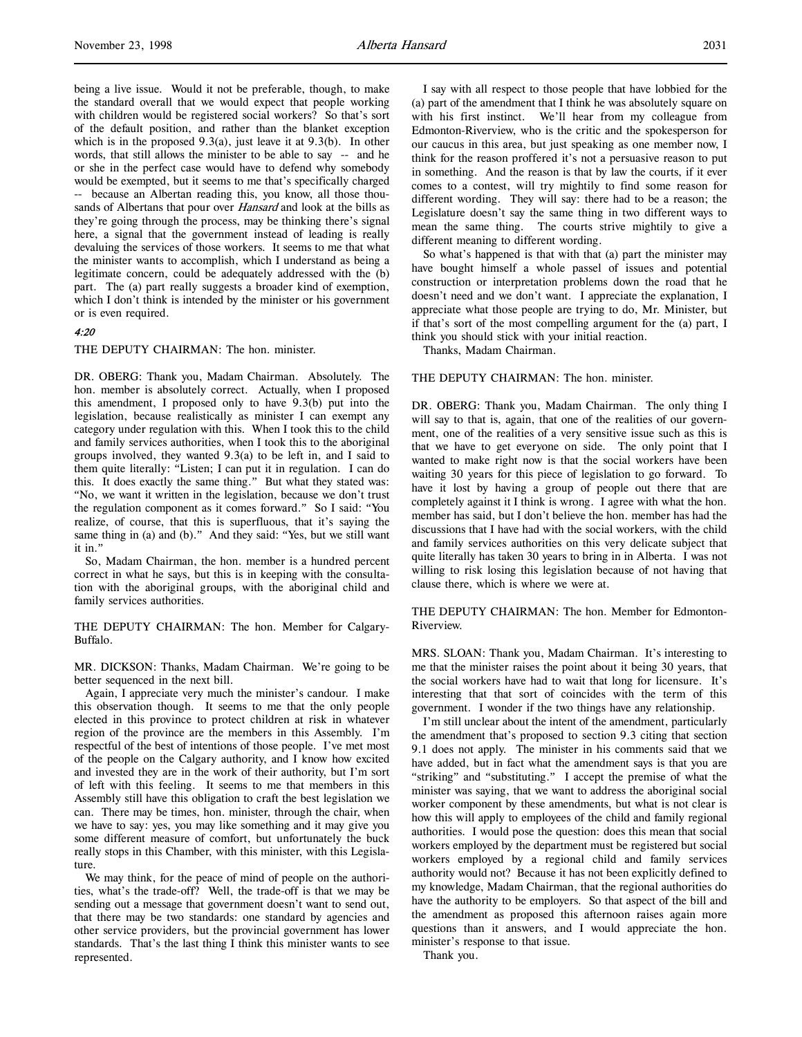being a live issue. Would it not be preferable, though, to make the standard overall that we would expect that people working with children would be registered social workers? So that's sort of the default position, and rather than the blanket exception which is in the proposed 9.3(a), just leave it at 9.3(b). In other words, that still allows the minister to be able to say -- and he or she in the perfect case would have to defend why somebody would be exempted, but it seems to me that's specifically charged -- because an Albertan reading this, you know, all those thousands of Albertans that pour over *Hansard* and look at the bills as they're going through the process, may be thinking there's signal here, a signal that the government instead of leading is really devaluing the services of those workers. It seems to me that what the minister wants to accomplish, which I understand as being a legitimate concern, could be adequately addressed with the (b) part. The (a) part really suggests a broader kind of exemption, which I don't think is intended by the minister or his government or is even required.

*4:20*

THE DEPUTY CHAIRMAN: The hon. minister.

DR. OBERG: Thank you, Madam Chairman. Absolutely. The hon. member is absolutely correct. Actually, when I proposed this amendment, I proposed only to have 9.3(b) put into the legislation, because realistically as minister I can exempt any category under regulation with this. When I took this to the child and family services authorities, when I took this to the aboriginal groups involved, they wanted 9.3(a) to be left in, and I said to them quite literally: "Listen; I can put it in regulation. I can do this. It does exactly the same thing." But what they stated was: "No, we want it written in the legislation, because we don't trust the regulation component as it comes forward." So I said: "You realize, of course, that this is superfluous, that it's saying the same thing in (a) and (b)." And they said: "Yes, but we still want it in."

So, Madam Chairman, the hon. member is a hundred percent correct in what he says, but this is in keeping with the consultation with the aboriginal groups, with the aboriginal child and family services authorities.

THE DEPUTY CHAIRMAN: The hon. Member for Calgary-Buffalo.

MR. DICKSON: Thanks, Madam Chairman. We're going to be better sequenced in the next bill.

Again, I appreciate very much the minister's candour. I make this observation though. It seems to me that the only people elected in this province to protect children at risk in whatever region of the province are the members in this Assembly. I'm respectful of the best of intentions of those people. I've met most of the people on the Calgary authority, and I know how excited and invested they are in the work of their authority, but I'm sort of left with this feeling. It seems to me that members in this Assembly still have this obligation to craft the best legislation we can. There may be times, hon. minister, through the chair, when we have to say: yes, you may like something and it may give you some different measure of comfort, but unfortunately the buck really stops in this Chamber, with this minister, with this Legislature.

We may think, for the peace of mind of people on the authorities, what's the trade-off? Well, the trade-off is that we may be sending out a message that government doesn't want to send out, that there may be two standards: one standard by agencies and other service providers, but the provincial government has lower standards. That's the last thing I think this minister wants to see represented.

I say with all respect to those people that have lobbied for the (a) part of the amendment that I think he was absolutely square on with his first instinct. We'll hear from my colleague from Edmonton-Riverview, who is the critic and the spokesperson for our caucus in this area, but just speaking as one member now, I think for the reason proffered it's not a persuasive reason to put in something. And the reason is that by law the courts, if it ever comes to a contest, will try mightily to find some reason for different wording. They will say: there had to be a reason; the Legislature doesn't say the same thing in two different ways to mean the same thing. The courts strive mightily to give a different meaning to different wording.

So what's happened is that with that (a) part the minister may have bought himself a whole passel of issues and potential construction or interpretation problems down the road that he doesn't need and we don't want. I appreciate the explanation, I appreciate what those people are trying to do, Mr. Minister, but if that's sort of the most compelling argument for the (a) part, I think you should stick with your initial reaction.

Thanks, Madam Chairman.

THE DEPUTY CHAIRMAN: The hon. minister.

DR. OBERG: Thank you, Madam Chairman. The only thing I will say to that is, again, that one of the realities of our government, one of the realities of a very sensitive issue such as this is that we have to get everyone on side. The only point that I wanted to make right now is that the social workers have been waiting 30 years for this piece of legislation to go forward. To have it lost by having a group of people out there that are completely against it I think is wrong. I agree with what the hon. member has said, but I don't believe the hon. member has had the discussions that I have had with the social workers, with the child and family services authorities on this very delicate subject that quite literally has taken 30 years to bring in in Alberta. I was not willing to risk losing this legislation because of not having that clause there, which is where we were at.

THE DEPUTY CHAIRMAN: The hon. Member for Edmonton-Riverview.

MRS. SLOAN: Thank you, Madam Chairman. It's interesting to me that the minister raises the point about it being 30 years, that the social workers have had to wait that long for licensure. It's interesting that that sort of coincides with the term of this government. I wonder if the two things have any relationship.

I'm still unclear about the intent of the amendment, particularly the amendment that's proposed to section 9.3 citing that section 9.1 does not apply. The minister in his comments said that we have added, but in fact what the amendment says is that you are "striking" and "substituting." I accept the premise of what the minister was saying, that we want to address the aboriginal social worker component by these amendments, but what is not clear is how this will apply to employees of the child and family regional authorities. I would pose the question: does this mean that social workers employed by the department must be registered but social workers employed by a regional child and family services authority would not? Because it has not been explicitly defined to my knowledge, Madam Chairman, that the regional authorities do have the authority to be employers. So that aspect of the bill and the amendment as proposed this afternoon raises again more questions than it answers, and I would appreciate the hon. minister's response to that issue.

Thank you.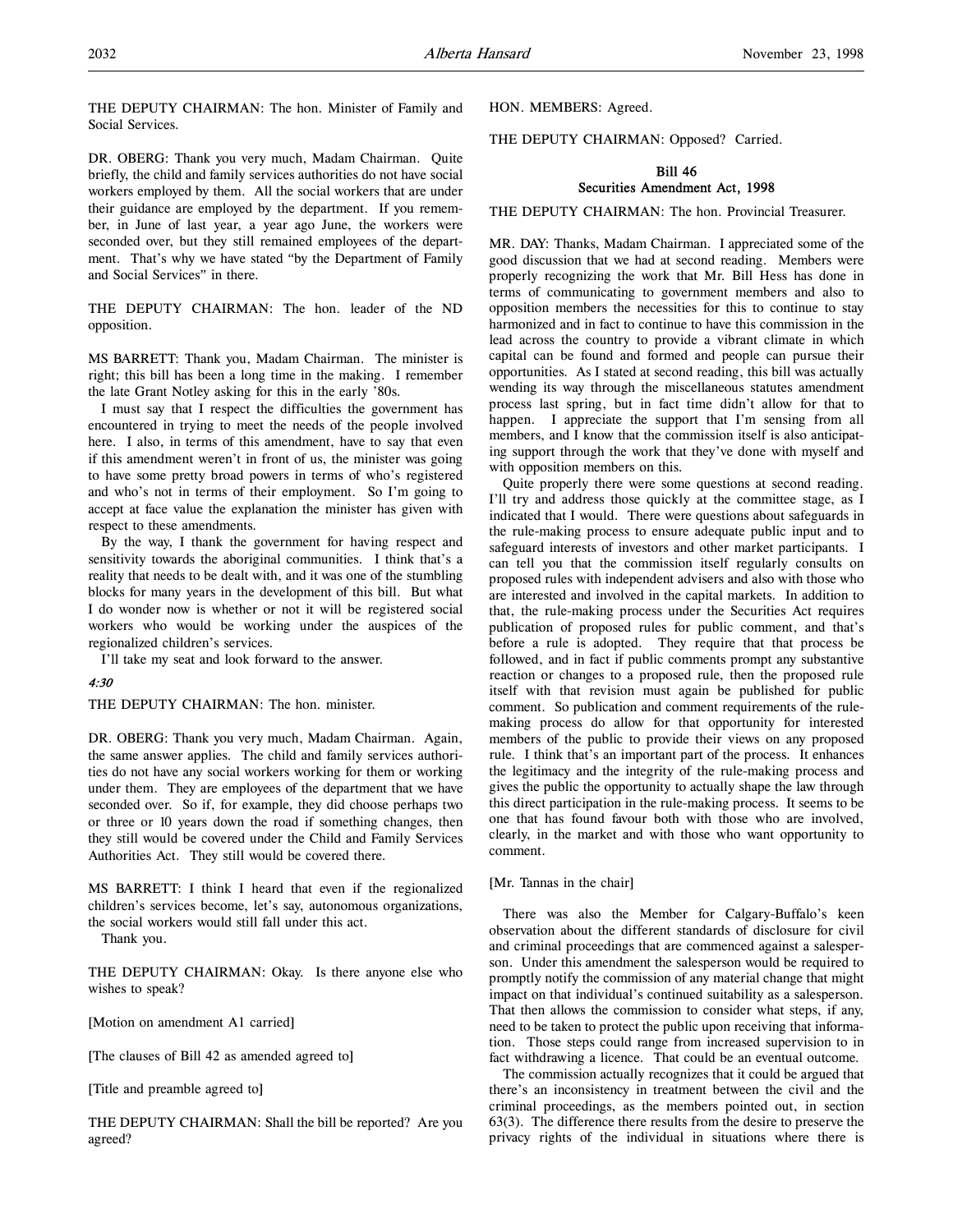THE DEPUTY CHAIRMAN: The hon. Minister of Family and Social Services.

DR. OBERG: Thank you very much, Madam Chairman. Quite briefly, the child and family services authorities do not have social workers employed by them. All the social workers that are under their guidance are employed by the department. If you remember, in June of last year, a year ago June, the workers were seconded over, but they still remained employees of the department. That's why we have stated "by the Department of Family and Social Services" in there.

THE DEPUTY CHAIRMAN: The hon. leader of the ND opposition.

MS BARRETT: Thank you, Madam Chairman. The minister is right; this bill has been a long time in the making. I remember the late Grant Notley asking for this in the early '80s.

I must say that I respect the difficulties the government has encountered in trying to meet the needs of the people involved here. I also, in terms of this amendment, have to say that even if this amendment weren't in front of us, the minister was going to have some pretty broad powers in terms of who's registered and who's not in terms of their employment. So I'm going to accept at face value the explanation the minister has given with respect to these amendments.

By the way, I thank the government for having respect and sensitivity towards the aboriginal communities. I think that's a reality that needs to be dealt with, and it was one of the stumbling blocks for many years in the development of this bill. But what I do wonder now is whether or not it will be registered social workers who would be working under the auspices of the regionalized children's services.

I'll take my seat and look forward to the answer.

*4:30*

THE DEPUTY CHAIRMAN: The hon. minister.

DR. OBERG: Thank you very much, Madam Chairman. Again, the same answer applies. The child and family services authorities do not have any social workers working for them or working under them. They are employees of the department that we have seconded over. So if, for example, they did choose perhaps two or three or 10 years down the road if something changes, then they still would be covered under the Child and Family Services Authorities Act. They still would be covered there.

MS BARRETT: I think I heard that even if the regionalized children's services become, let's say, autonomous organizations, the social workers would still fall under this act.

Thank you.

THE DEPUTY CHAIRMAN: Okay. Is there anyone else who wishes to speak?

[Motion on amendment A1 carried]

[The clauses of Bill 42 as amended agreed to]

[Title and preamble agreed to]

THE DEPUTY CHAIRMAN: Shall the bill be reported? Are you agreed?

HON. MEMBERS: Agreed.

THE DEPUTY CHAIRMAN: Opposed? Carried.

## Bill 46
## Securities Amendment Act, 1998

THE DEPUTY CHAIRMAN: The hon. Provincial Treasurer.

MR. DAY: Thanks, Madam Chairman. I appreciated some of the good discussion that we had at second reading. Members were properly recognizing the work that Mr. Bill Hess has done in terms of communicating to government members and also to opposition members the necessities for this to continue to stay harmonized and in fact to continue to have this commission in the lead across the country to provide a vibrant climate in which capital can be found and formed and people can pursue their opportunities. As I stated at second reading, this bill was actually wending its way through the miscellaneous statutes amendment process last spring, but in fact time didn't allow for that to happen. I appreciate the support that I'm sensing from all members, and I know that the commission itself is also anticipating support through the work that they've done with myself and with opposition members on this.

Quite properly there were some questions at second reading. I'll try and address those quickly at the committee stage, as I indicated that I would. There were questions about safeguards in the rule-making process to ensure adequate public input and to safeguard interests of investors and other market participants. I can tell you that the commission itself regularly consults on proposed rules with independent advisers and also with those who are interested and involved in the capital markets. In addition to that, the rule-making process under the Securities Act requires publication of proposed rules for public comment, and that's before a rule is adopted. They require that that process be followed, and in fact if public comments prompt any substantive reaction or changes to a proposed rule, then the proposed rule itself with that revision must again be published for public comment. So publication and comment requirements of the rule-making process do allow for that opportunity for interested members of the public to provide their views on any proposed rule. I think that's an important part of the process. It enhances the legitimacy and the integrity of the rule-making process and gives the public the opportunity to actually shape the law through this direct participation in the rule-making process. It seems to be one that has found favour both with those who are involved, clearly, in the market and with those who want opportunity to comment.

[Mr. Tannas in the chair]

There was also the Member for Calgary-Buffalo's keen observation about the different standards of disclosure for civil and criminal proceedings that are commenced against a salesperson. Under this amendment the salesperson would be required to promptly notify the commission of any material change that might impact on that individual's continued suitability as a salesperson. That then allows the commission to consider what steps, if any, need to be taken to protect the public upon receiving that information. Those steps could range from increased supervision to in fact withdrawing a licence. That could be an eventual outcome.

The commission actually recognizes that it could be argued that there's an inconsistency in treatment between the civil and the criminal proceedings, as the members pointed out, in section 63(3). The difference there results from the desire to preserve the privacy rights of the individual in situations where there is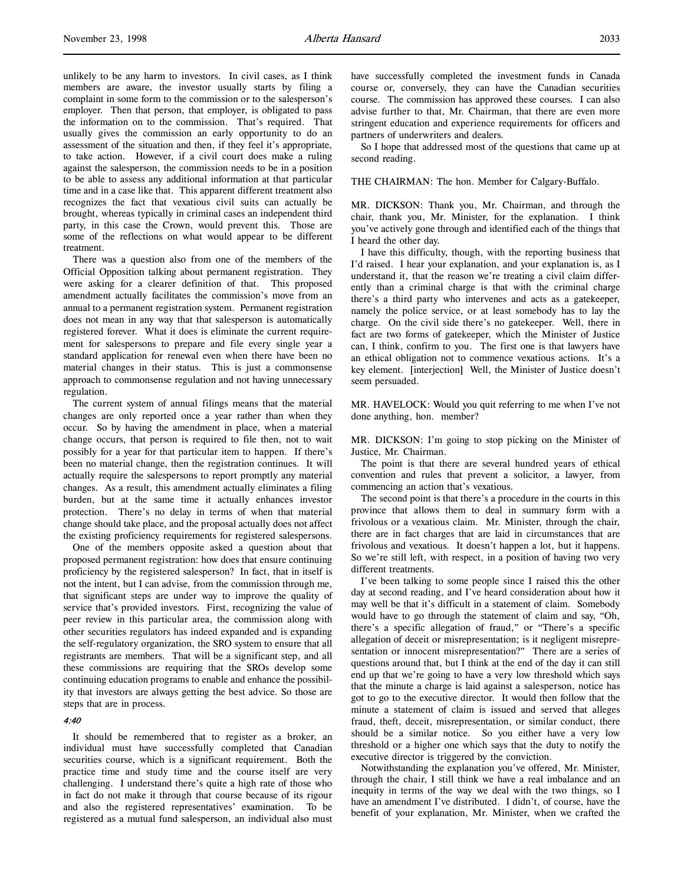unlikely to be any harm to investors. In civil cases, as I think members are aware, the investor usually starts by filing a complaint in some form to the commission or to the salesperson's employer. Then that person, that employer, is obligated to pass the information on to the commission. That's required. That usually gives the commission an early opportunity to do an assessment of the situation and then, if they feel it's appropriate, to take action. However, if a civil court does make a ruling against the salesperson, the commission needs to be in a position to be able to assess any additional information at that particular time and in a case like that. This apparent different treatment also recognizes the fact that vexatious civil suits can actually be brought, whereas typically in criminal cases an independent third party, in this case the Crown, would prevent this. Those are some of the reflections on what would appear to be different treatment.

There was a question also from one of the members of the Official Opposition talking about permanent registration. They were asking for a clearer definition of that. This proposed amendment actually facilitates the commission's move from an annual to a permanent registration system. Permanent registration does not mean in any way that that salesperson is automatically registered forever. What it does is eliminate the current requirement for salespersons to prepare and file every single year a standard application for renewal even when there have been no material changes in their status. This is just a commonsense approach to commonsense regulation and not having unnecessary regulation.

The current system of annual filings means that the material changes are only reported once a year rather than when they occur. So by having the amendment in place, when a material change occurs, that person is required to file then, not to wait possibly for a year for that particular item to happen. If there's been no material change, then the registration continues. It will actually require the salespersons to report promptly any material changes. As a result, this amendment actually eliminates a filing burden, but at the same time it actually enhances investor protection. There's no delay in terms of when that material change should take place, and the proposal actually does not affect the existing proficiency requirements for registered salespersons.

One of the members opposite asked a question about that proposed permanent registration: how does that ensure continuing proficiency by the registered salesperson? In fact, that in itself is not the intent, but I can advise, from the commission through me, that significant steps are under way to improve the quality of service that's provided investors. First, recognizing the value of peer review in this particular area, the commission along with other securities regulators has indeed expanded and is expanding the self-regulatory organization, the SRO system to ensure that all registrants are members. That will be a significant step, and all these commissions are requiring that the SROs develop some continuing education programs to enable and enhance the possibility that investors are always getting the best advice. So those are steps that are in process.

*4:40*

It should be remembered that to register as a broker, an individual must have successfully completed that Canadian securities course, which is a significant requirement. Both the practice time and study time and the course itself are very challenging. I understand there's quite a high rate of those who in fact do not make it through that course because of its rigour and also the registered representatives' examination. To be registered as a mutual fund salesperson, an individual also must have successfully completed the investment funds in Canada course or, conversely, they can have the Canadian securities course. The commission has approved these courses. I can also advise further to that, Mr. Chairman, that there are even more stringent education and experience requirements for officers and partners of underwriters and dealers.

So I hope that addressed most of the questions that came up at second reading.

THE CHAIRMAN: The hon. Member for Calgary-Buffalo.

MR. DICKSON: Thank you, Mr. Chairman, and through the chair, thank you, Mr. Minister, for the explanation. I think you've actively gone through and identified each of the things that I heard the other day.

I have this difficulty, though, with the reporting business that I'd raised. I hear your explanation, and your explanation is, as I understand it, that the reason we're treating a civil claim differently than a criminal charge is that with the criminal charge there's a third party who intervenes and acts as a gatekeeper, namely the police service, or at least somebody has to lay the charge. On the civil side there's no gatekeeper. Well, there in fact are two forms of gatekeeper, which the Minister of Justice can, I think, confirm to you. The first one is that lawyers have an ethical obligation not to commence vexatious actions. It's a key element. [interjection] Well, the Minister of Justice doesn't seem persuaded.

MR. HAVELOCK: Would you quit referring to me when I've not done anything, hon. member?

MR. DICKSON: I'm going to stop picking on the Minister of Justice, Mr. Chairman.

The point is that there are several hundred years of ethical convention and rules that prevent a solicitor, a lawyer, from commencing an action that's vexatious.

The second point is that there's a procedure in the courts in this province that allows them to deal in summary form with a frivolous or a vexatious claim. Mr. Minister, through the chair, there are in fact charges that are laid in circumstances that are frivolous and vexatious. It doesn't happen a lot, but it happens. So we're still left, with respect, in a position of having two very different treatments.

I've been talking to some people since I raised this the other day at second reading, and I've heard consideration about how it may well be that it's difficult in a statement of claim. Somebody would have to go through the statement of claim and say, "Oh, there's a specific allegation of fraud," or "There's a specific allegation of deceit or misrepresentation; is it negligent misrepresentation or innocent misrepresentation?" There are a series of questions around that, but I think at the end of the day it can still end up that we're going to have a very low threshold which says that the minute a charge is laid against a salesperson, notice has got to go to the executive director. It would then follow that the minute a statement of claim is issued and served that alleges fraud, theft, deceit, misrepresentation, or similar conduct, there should be a similar notice. So you either have a very low threshold or a higher one which says that the duty to notify the executive director is triggered by the conviction.

Notwithstanding the explanation you've offered, Mr. Minister, through the chair, I still think we have a real imbalance and an inequity in terms of the way we deal with the two things, so I have an amendment I've distributed. I didn't, of course, have the benefit of your explanation, Mr. Minister, when we crafted the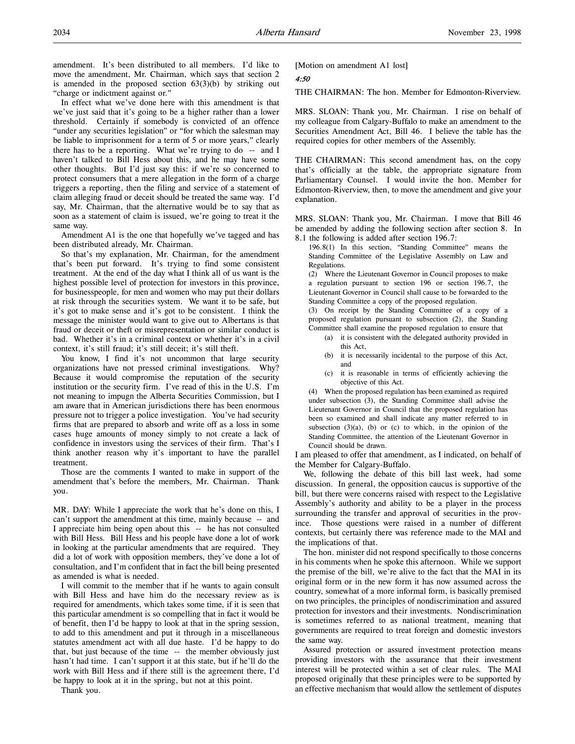amendment. It's been distributed to all members. I'd like to move the amendment, Mr. Chairman, which says that section 2 is amended in the proposed section 63(3)(b) by striking out "charge or indictment against or."

In effect what we've done here with this amendment is that we've just said that it's going to be a higher rather than a lower threshold. Certainly if somebody is convicted of an offence "under any securities legislation" or "for which the salesman may be liable to imprisonment for a term of 5 or more years," clearly there has to be a reporting. What we're trying to do -- and I haven't talked to Bill Hess about this, and he may have some other thoughts. But I'd just say this: if we're so concerned to protect consumers that a mere allegation in the form of a charge triggers a reporting, then the filing and service of a statement of claim alleging fraud or deceit should be treated the same way. I'd say, Mr. Chairman, that the alternative would be to say that as soon as a statement of claim is issued, we're going to treat it the same way.

Amendment A1 is the one that hopefully we've tagged and has been distributed already, Mr. Chairman.

So that's my explanation, Mr. Chairman, for the amendment that's been put forward. It's trying to find some consistent treatment. At the end of the day what I think all of us want is the highest possible level of protection for investors in this province, for businesspeople, for men and women who may put their dollars at risk through the securities system. We want it to be safe, but it's got to make sense and it's got to be consistent. I think the message the minister would want to give out to Albertans is that fraud or deceit or theft or misrepresentation or similar conduct is bad. Whether it's in a criminal context or whether it's in a civil context, it's still fraud; it's still deceit; it's still theft.

You know, I find it's not uncommon that large security organizations have not pressed criminal investigations. Why? Because it would compromise the reputation of the security institution or the security firm. I've read of this in the U.S. I'm not meaning to impugn the Alberta Securities Commission, but I am aware that in American jurisdictions there has been enormous pressure not to trigger a police investigation. You've had security firms that are prepared to absorb and write off as a loss in some cases huge amounts of money simply to not create a lack of confidence in investors using the services of their firm. That's I think another reason why it's important to have the parallel treatment.

Those are the comments I wanted to make in support of the amendment that's before the members, Mr. Chairman. Thank you.

MR. DAY: While I appreciate the work that he's done on this, I can't support the amendment at this time, mainly because -- and I appreciate him being open about this -- he has not consulted with Bill Hess. Bill Hess and his people have done a lot of work in looking at the particular amendments that are required. They did a lot of work with opposition members, they've done a lot of consultation, and I'm confident that in fact the bill being presented as amended is what is needed.

I will commit to the member that if he wants to again consult with Bill Hess and have him do the necessary review as is required for amendments, which takes some time, if it is seen that this particular amendment is so compelling that in fact it would be of benefit, then I'd be happy to look at that in the spring session, to add to this amendment and put it through in a miscellaneous statutes amendment act with all due haste. I'd be happy to do that, but just because of the time -- the member obviously just hasn't had time. I can't support it at this state, but if he'll do the work with Bill Hess and if there still is the agreement there, I'd be happy to look at it in the spring, but not at this point.

Thank you.

[Motion on amendment A1 lost]

*4:50*

THE CHAIRMAN: The hon. Member for Edmonton-Riverview.

MRS. SLOAN: Thank you, Mr. Chairman. I rise on behalf of my colleague from Calgary-Buffalo to make an amendment to the Securities Amendment Act, Bill 46. I believe the table has the required copies for other members of the Assembly.

THE CHAIRMAN: This second amendment has, on the copy that's officially at the table, the appropriate signature from Parliamentary Counsel. I would invite the hon. Member for Edmonton-Riverview, then, to move the amendment and give your explanation.

MRS. SLOAN: Thank you, Mr. Chairman. I move that Bill 46 be amended by adding the following section after section 8. In 8.1 the following is added after section 196.7:

> 196.8(1) In this section, "Standing Committee" means the Standing Committee of the Legislative Assembly on Law and Regulations.
>
> (2) Where the Lieutenant Governor in Council proposes to make a regulation pursuant to section 196 or section 196.7, the Lieutenant Governor in Council shall cause to be forwarded to the Standing Committee a copy of the proposed regulation.
>
> (3) On receipt by the Standing Committee of a copy of a proposed regulation pursuant to subsection (2), the Standing Committee shall examine the proposed regulation to ensure that
>
> (a) it is consistent with the delegated authority provided in this Act,
>
> (b) it is necessarily incidental to the purpose of this Act, and
>
> (c) it is reasonable in terms of efficiently achieving the objective of this Act.
>
> (4) When the proposed regulation has been examined as required under subsection (3), the Standing Committee shall advise the Lieutenant Governor in Council that the proposed regulation has been so examined and shall indicate any matter referred to in subsection (3)(a), (b) or (c) to which, in the opinion of the Standing Committee, the attention of the Lieutenant Governor in Council should be drawn.

I am pleased to offer that amendment, as I indicated, on behalf of the Member for Calgary-Buffalo.

We, following the debate of this bill last week, had some discussion. In general, the opposition caucus is supportive of the bill, but there were concerns raised with respect to the Legislative Assembly's authority and ability to be a player in the process surrounding the transfer and approval of securities in the province. Those questions were raised in a number of different contexts, but certainly there was reference made to the MAI and the implications of that.

The hon. minister did not respond specifically to those concerns in his comments when he spoke this afternoon. While we support the premise of the bill, we're alive to the fact that the MAI in its original form or in the new form it has now assumed across the country, somewhat of a more informal form, is basically premised on two principles, the principles of nondiscrimination and assured protection for investors and their investments. Nondiscrimination is sometimes referred to as national treatment, meaning that governments are required to treat foreign and domestic investors the same way.

Assured protection or assured investment protection means providing investors with the assurance that their investment interest will be protected within a set of clear rules. The MAI proposed originally that these principles were to be supported by an effective mechanism that would allow the settlement of disputes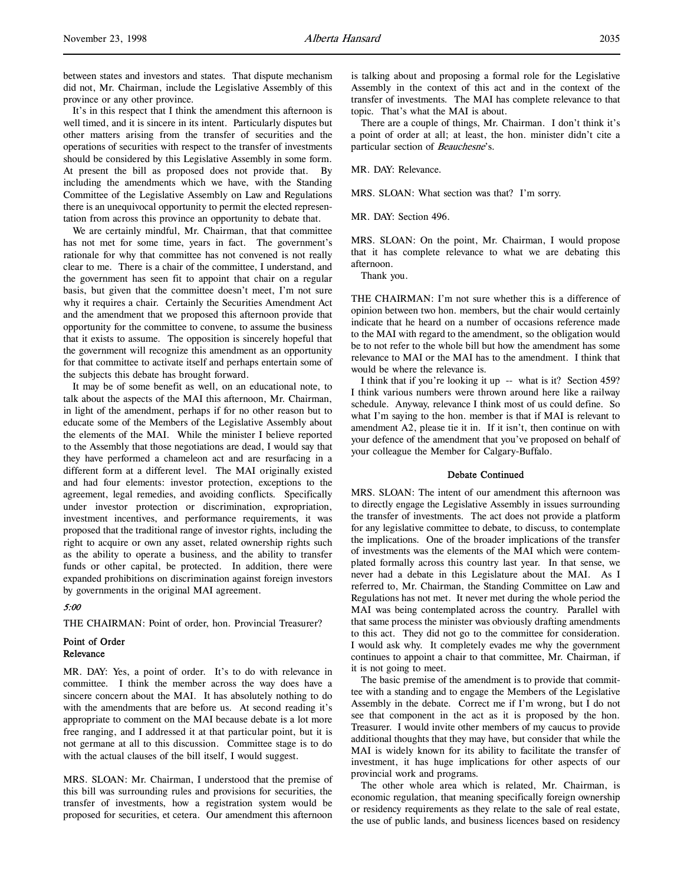between states and investors and states. That dispute mechanism did not, Mr. Chairman, include the Legislative Assembly of this province or any other province.

It's in this respect that I think the amendment this afternoon is well timed, and it is sincere in its intent. Particularly disputes but other matters arising from the transfer of securities and the operations of securities with respect to the transfer of investments should be considered by this Legislative Assembly in some form. At present the bill as proposed does not provide that. By including the amendments which we have, with the Standing Committee of the Legislative Assembly on Law and Regulations there is an unequivocal opportunity to permit the elected representation from across this province an opportunity to debate that.

We are certainly mindful, Mr. Chairman, that that committee has not met for some time, years in fact. The government's rationale for why that committee has not convened is not really clear to me. There is a chair of the committee, I understand, and the government has seen fit to appoint that chair on a regular basis, but given that the committee doesn't meet, I'm not sure why it requires a chair. Certainly the Securities Amendment Act and the amendment that we proposed this afternoon provide that opportunity for the committee to convene, to assume the business that it exists to assume. The opposition is sincerely hopeful that the government will recognize this amendment as an opportunity for that committee to activate itself and perhaps entertain some of the subjects this debate has brought forward.

It may be of some benefit as well, on an educational note, to talk about the aspects of the MAI this afternoon, Mr. Chairman, in light of the amendment, perhaps if for no other reason but to educate some of the Members of the Legislative Assembly about the elements of the MAI. While the minister I believe reported to the Assembly that those negotiations are dead, I would say that they have performed a chameleon act and are resurfacing in a different form at a different level. The MAI originally existed and had four elements: investor protection, exceptions to the agreement, legal remedies, and avoiding conflicts. Specifically under investor protection or discrimination, expropriation, investment incentives, and performance requirements, it was proposed that the traditional range of investor rights, including the right to acquire or own any asset, related ownership rights such as the ability to operate a business, and the ability to transfer funds or other capital, be protected. In addition, there were expanded prohibitions on discrimination against foreign investors by governments in the original MAI agreement.

*5:00*

THE CHAIRMAN: Point of order, hon. Provincial Treasurer?

### Point of Order
### Relevance

MR. DAY: Yes, a point of order. It's to do with relevance in committee. I think the member across the way does have a sincere concern about the MAI. It has absolutely nothing to do with the amendments that are before us. At second reading it's appropriate to comment on the MAI because debate is a lot more free ranging, and I addressed it at that particular point, but it is not germane at all to this discussion. Committee stage is to do with the actual clauses of the bill itself, I would suggest.

MRS. SLOAN: Mr. Chairman, I understood that the premise of this bill was surrounding rules and provisions for securities, the transfer of investments, how a registration system would be proposed for securities, et cetera. Our amendment this afternoon is talking about and proposing a formal role for the Legislative Assembly in the context of this act and in the context of the transfer of investments. The MAI has complete relevance to that topic. That's what the MAI is about.

There are a couple of things, Mr. Chairman. I don't think it's a point of order at all; at least, the hon. minister didn't cite a particular section of *Beauchesne*'s.

MR. DAY: Relevance.

MRS. SLOAN: What section was that? I'm sorry.

MR. DAY: Section 496.

MRS. SLOAN: On the point, Mr. Chairman, I would propose that it has complete relevance to what we are debating this afternoon.

Thank you.

THE CHAIRMAN: I'm not sure whether this is a difference of opinion between two hon. members, but the chair would certainly indicate that he heard on a number of occasions reference made to the MAI with regard to the amendment, so the obligation would be to not refer to the whole bill but how the amendment has some relevance to MAI or the MAI has to the amendment. I think that would be where the relevance is.

I think that if you're looking it up -- what is it? Section 459? I think various numbers were thrown around here like a railway schedule. Anyway, relevance I think most of us could define. So what I'm saying to the hon. member is that if MAI is relevant to amendment A2, please tie it in. If it isn't, then continue on with your defence of the amendment that you've proposed on behalf of your colleague the Member for Calgary-Buffalo.

### Debate Continued

MRS. SLOAN: The intent of our amendment this afternoon was to directly engage the Legislative Assembly in issues surrounding the transfer of investments. The act does not provide a platform for any legislative committee to debate, to discuss, to contemplate the implications. One of the broader implications of the transfer of investments was the elements of the MAI which were contemplated formally across this country last year. In that sense, we never had a debate in this Legislature about the MAI. As I referred to, Mr. Chairman, the Standing Committee on Law and Regulations has not met. It never met during the whole period the MAI was being contemplated across the country. Parallel with that same process the minister was obviously drafting amendments to this act. They did not go to the committee for consideration. I would ask why. It completely evades me why the government continues to appoint a chair to that committee, Mr. Chairman, if it is not going to meet.

The basic premise of the amendment is to provide that committee with a standing and to engage the Members of the Legislative Assembly in the debate. Correct me if I'm wrong, but I do not see that component in the act as it is proposed by the hon. Treasurer. I would invite other members of my caucus to provide additional thoughts that they may have, but consider that while the MAI is widely known for its ability to facilitate the transfer of investment, it has huge implications for other aspects of our provincial work and programs.

The other whole area which is related, Mr. Chairman, is economic regulation, that meaning specifically foreign ownership or residency requirements as they relate to the sale of real estate, the use of public lands, and business licences based on residency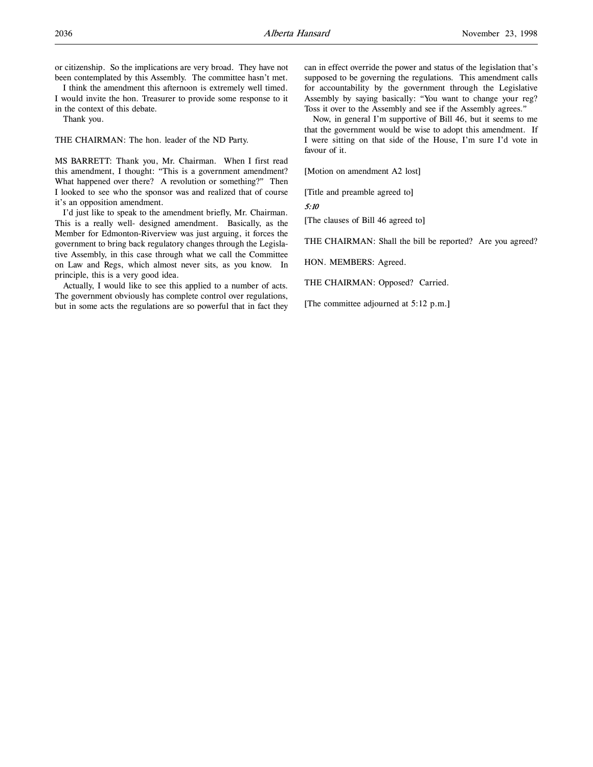or citizenship. So the implications are very broad. They have not been contemplated by this Assembly. The committee hasn't met.

I think the amendment this afternoon is extremely well timed. I would invite the hon. Treasurer to provide some response to it in the context of this debate.

Thank you.

THE CHAIRMAN: The hon. leader of the ND Party.

MS BARRETT: Thank you, Mr. Chairman. When I first read this amendment, I thought: "This is a government amendment? What happened over there? A revolution or something?" Then I looked to see who the sponsor was and realized that of course it's an opposition amendment.

I'd just like to speak to the amendment briefly, Mr. Chairman. This is a really well- designed amendment. Basically, as the Member for Edmonton-Riverview was just arguing, it forces the government to bring back regulatory changes through the Legislative Assembly, in this case through what we call the Committee on Law and Regs, which almost never sits, as you know. In principle, this is a very good idea.

Actually, I would like to see this applied to a number of acts. The government obviously has complete control over regulations, but in some acts the regulations are so powerful that in fact they can in effect override the power and status of the legislation that's supposed to be governing the regulations. This amendment calls for accountability by the government through the Legislative Assembly by saying basically: "You want to change your reg? Toss it over to the Assembly and see if the Assembly agrees."

Now, in general I'm supportive of Bill 46, but it seems to me that the government would be wise to adopt this amendment. If I were sitting on that side of the House, I'm sure I'd vote in favour of it.

[Motion on amendment A2 lost]

[Title and preamble agreed to]

*5:10*

[The clauses of Bill 46 agreed to]

THE CHAIRMAN: Shall the bill be reported? Are you agreed?

HON. MEMBERS: Agreed.

THE CHAIRMAN: Opposed? Carried.

[The committee adjourned at 5:12 p.m.]